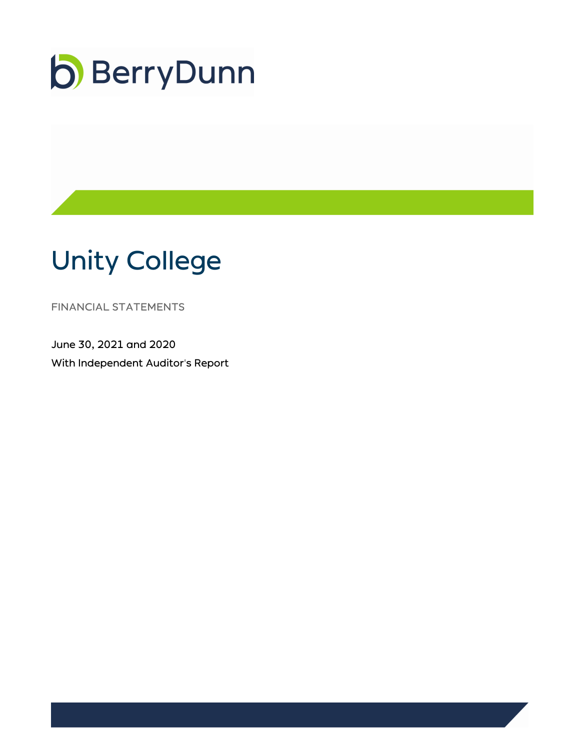BerryDunn

# Unity College

FINANCIAL STATEMENTS

June 30, 2021 and 2020

With Independent Auditor's Report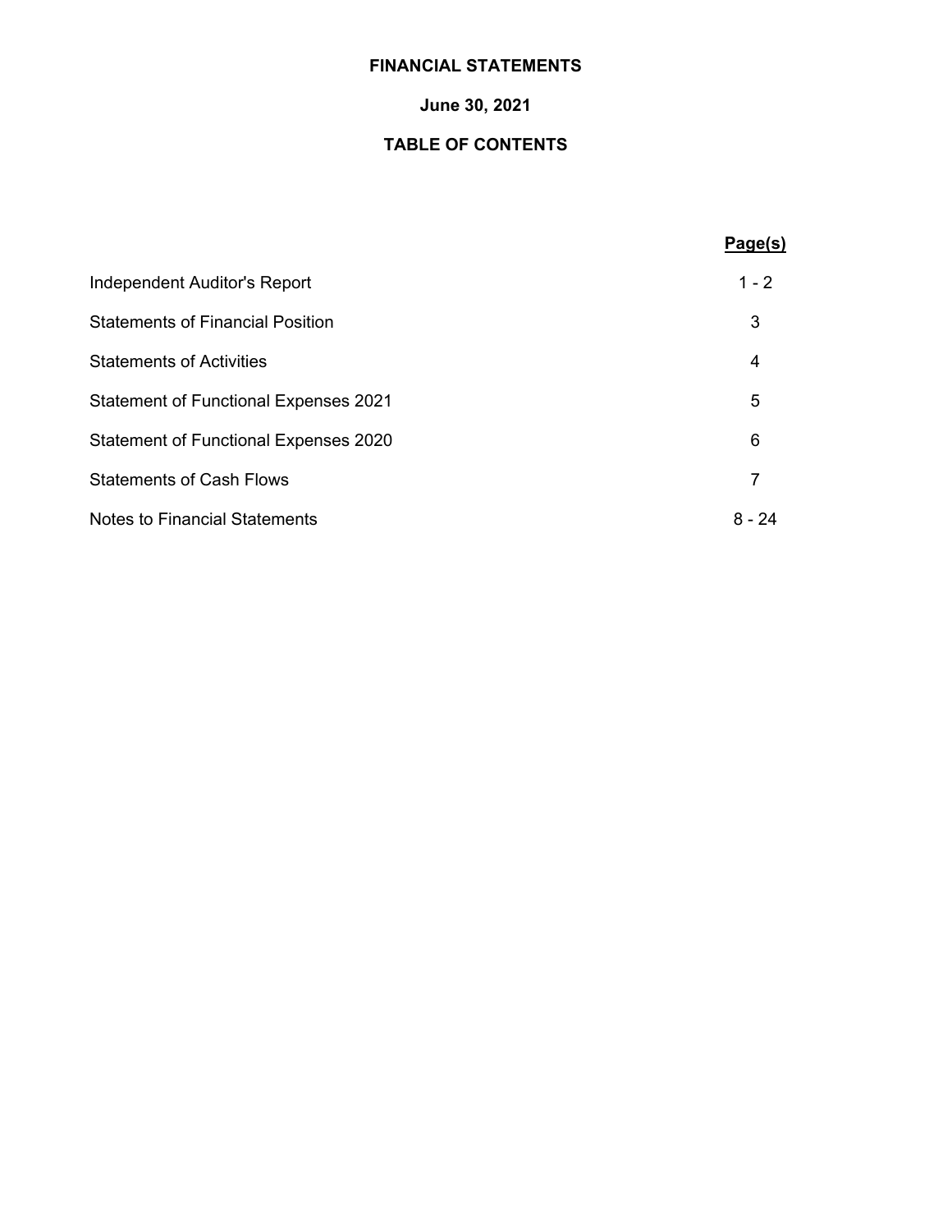# FINANCIAL STATEMENTS

## June 30, 2021

## TABLE OF CONTENTS

| | **Page(s)** |
|---|---|
| Independent Auditor's Report | 1 - 2 |
| Statements of Financial Position | 3 |
| Statements of Activities | 4 |
| Statement of Functional Expenses 2021 | 5 |
| Statement of Functional Expenses 2020 | 6 |
| Statements of Cash Flows | 7 |
| Notes to Financial Statements | 8 - 24 |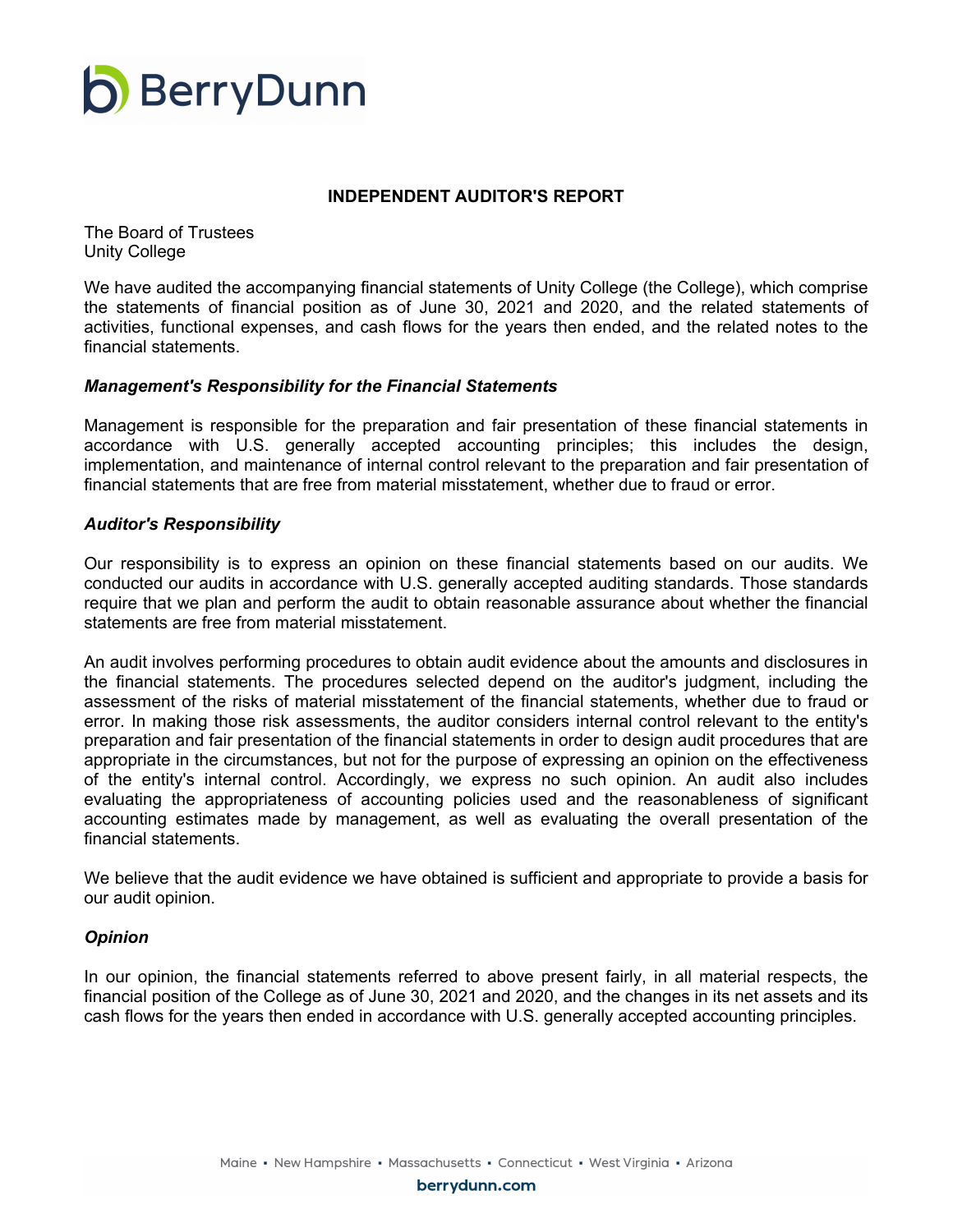BerryDunn

## INDEPENDENT AUDITOR'S REPORT

The Board of Trustees
Unity College

We have audited the accompanying financial statements of Unity College (the College), which comprise the statements of financial position as of June 30, 2021 and 2020, and the related statements of activities, functional expenses, and cash flows for the years then ended, and the related notes to the financial statements.

### *Management's Responsibility for the Financial Statements*

Management is responsible for the preparation and fair presentation of these financial statements in accordance with U.S. generally accepted accounting principles; this includes the design, implementation, and maintenance of internal control relevant to the preparation and fair presentation of financial statements that are free from material misstatement, whether due to fraud or error.

### *Auditor's Responsibility*

Our responsibility is to express an opinion on these financial statements based on our audits. We conducted our audits in accordance with U.S. generally accepted auditing standards. Those standards require that we plan and perform the audit to obtain reasonable assurance about whether the financial statements are free from material misstatement.

An audit involves performing procedures to obtain audit evidence about the amounts and disclosures in the financial statements. The procedures selected depend on the auditor's judgment, including the assessment of the risks of material misstatement of the financial statements, whether due to fraud or error. In making those risk assessments, the auditor considers internal control relevant to the entity's preparation and fair presentation of the financial statements in order to design audit procedures that are appropriate in the circumstances, but not for the purpose of expressing an opinion on the effectiveness of the entity's internal control. Accordingly, we express no such opinion. An audit also includes evaluating the appropriateness of accounting policies used and the reasonableness of significant accounting estimates made by management, as well as evaluating the overall presentation of the financial statements.

We believe that the audit evidence we have obtained is sufficient and appropriate to provide a basis for our audit opinion.

### *Opinion*

In our opinion, the financial statements referred to above present fairly, in all material respects, the financial position of the College as of June 30, 2021 and 2020, and the changes in its net assets and its cash flows for the years then ended in accordance with U.S. generally accepted accounting principles.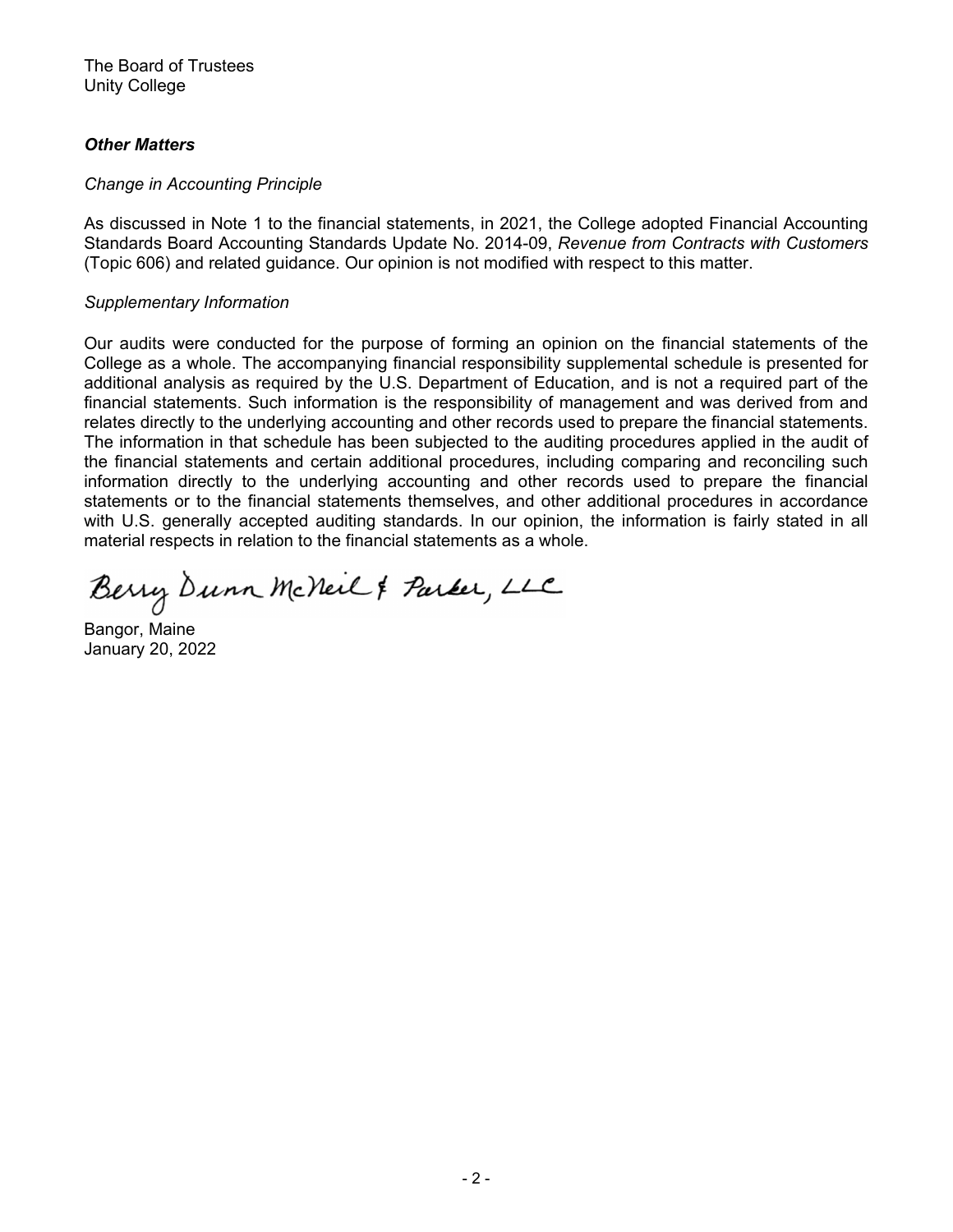The Board of Trustees
Unity College

***Other Matters***

*Change in Accounting Principle*

As discussed in Note 1 to the financial statements, in 2021, the College adopted Financial Accounting Standards Board Accounting Standards Update No. 2014-09, *Revenue from Contracts with Customers* (Topic 606) and related guidance. Our opinion is not modified with respect to this matter.

*Supplementary Information*

Our audits were conducted for the purpose of forming an opinion on the financial statements of the College as a whole. The accompanying financial responsibility supplemental schedule is presented for additional analysis as required by the U.S. Department of Education, and is not a required part of the financial statements. Such information is the responsibility of management and was derived from and relates directly to the underlying accounting and other records used to prepare the financial statements. The information in that schedule has been subjected to the auditing procedures applied in the audit of the financial statements and certain additional procedures, including comparing and reconciling such information directly to the underlying accounting and other records used to prepare the financial statements or to the financial statements themselves, and other additional procedures in accordance with U.S. generally accepted auditing standards. In our opinion, the information is fairly stated in all material respects in relation to the financial statements as a whole.

Berry Dunn McNeil & Parker, LLC

Bangor, Maine
January 20, 2022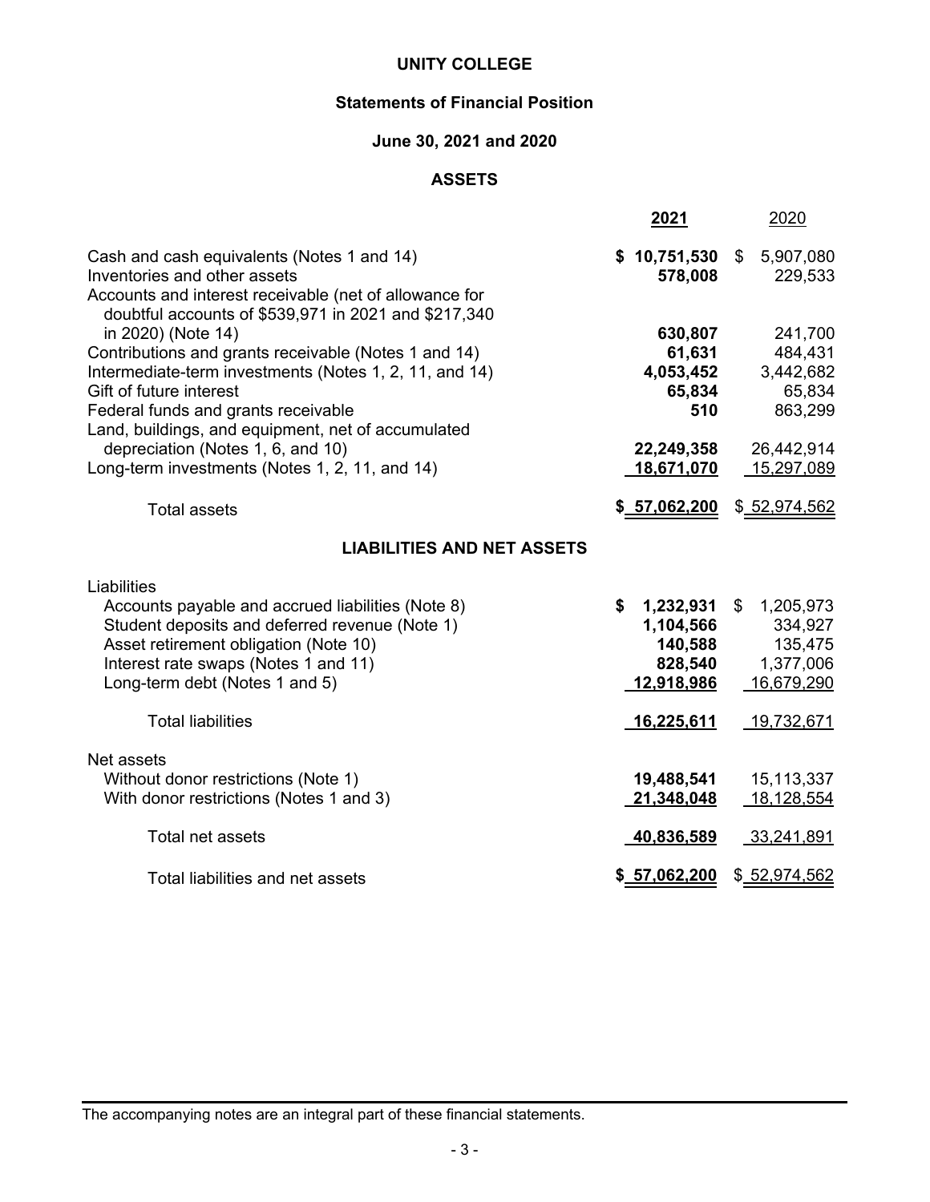# UNITY COLLEGE

## Statements of Financial Position

### June 30, 2021 and 2020

### ASSETS

| | **2021** | 2020 |
|---|---|---|
| Cash and cash equivalents (Notes 1 and 14) | **$ 10,751,530** | $ 5,907,080 |
| Inventories and other assets | **578,008** | 229,533 |
| Accounts and interest receivable (net of allowance for doubtful accounts of $539,971 in 2021 and $217,340 in 2020) (Note 14) | **630,807** | 241,700 |
| Contributions and grants receivable (Notes 1 and 14) | **61,631** | 484,431 |
| Intermediate-term investments (Notes 1, 2, 11, and 14) | **4,053,452** | 3,442,682 |
| Gift of future interest | **65,834** | 65,834 |
| Federal funds and grants receivable | **510** | 863,299 |
| Land, buildings, and equipment, net of accumulated depreciation (Notes 1, 6, and 10) | **22,249,358** | 26,442,914 |
| Long-term investments (Notes 1, 2, 11, and 14) | **18,671,070** | 15,297,089 |
| Total assets | **$ 57,062,200** | $ 52,974,562 |

### LIABILITIES AND NET ASSETS

| | **2021** | 2020 |
|---|---|---|
| Liabilities | | |
| Accounts payable and accrued liabilities (Note 8) | **$ 1,232,931** | $ 1,205,973 |
| Student deposits and deferred revenue (Note 1) | **1,104,566** | 334,927 |
| Asset retirement obligation (Note 10) | **140,588** | 135,475 |
| Interest rate swaps (Notes 1 and 11) | **828,540** | 1,377,006 |
| Long-term debt (Notes 1 and 5) | **12,918,986** | 16,679,290 |
| Total liabilities | **16,225,611** | 19,732,671 |
| Net assets | | |
| Without donor restrictions (Note 1) | **19,488,541** | 15,113,337 |
| With donor restrictions (Notes 1 and 3) | **21,348,048** | 18,128,554 |
| Total net assets | **40,836,589** | 33,241,891 |
| Total liabilities and net assets | **$ 57,062,200** | $ 52,974,562 |

The accompanying notes are an integral part of these financial statements.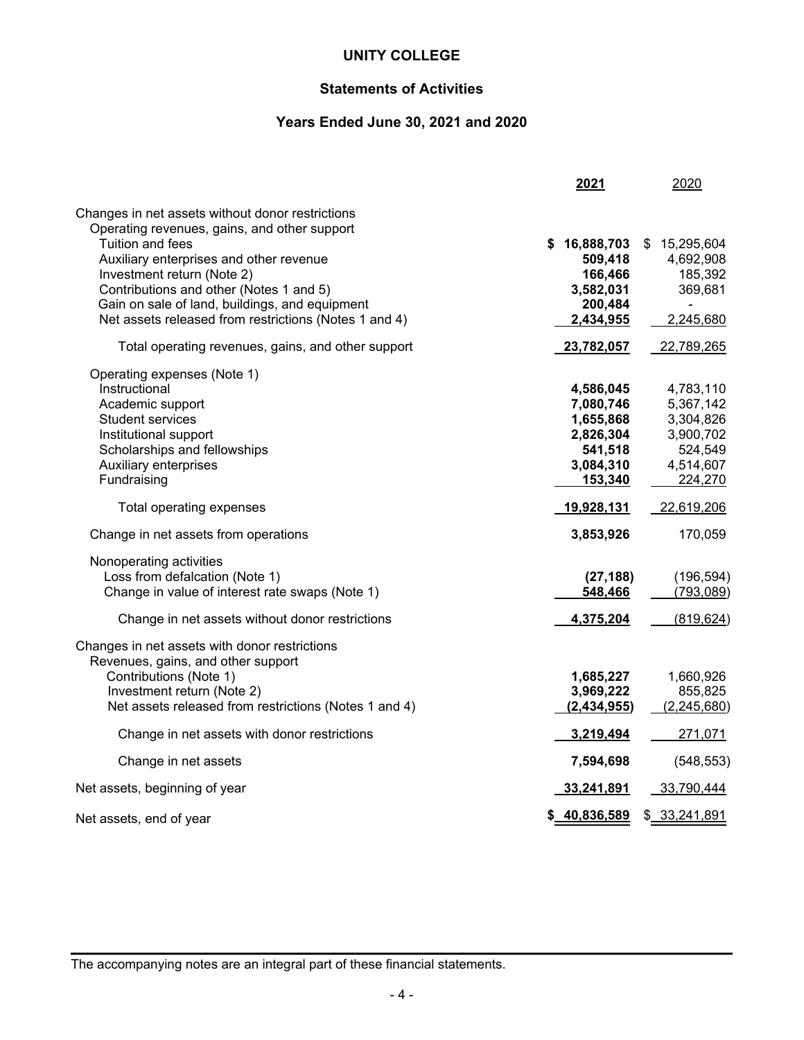# UNITY COLLEGE

## Statements of Activities

### Years Ended June 30, 2021 and 2020

| | **2021** | 2020 |
|---|---|---|
| Changes in net assets without donor restrictions | | |
| Operating revenues, gains, and other support | | |
| Tuition and fees | **$ 16,888,703** | $ 15,295,604 |
| Auxiliary enterprises and other revenue | **509,418** | 4,692,908 |
| Investment return (Note 2) | **166,466** | 185,392 |
| Contributions and other (Notes 1 and 5) | **3,582,031** | 369,681 |
| Gain on sale of land, buildings, and equipment | **200,484** | - |
| Net assets released from restrictions (Notes 1 and 4) | **2,434,955** | 2,245,680 |
| Total operating revenues, gains, and other support | **23,782,057** | 22,789,265 |
| Operating expenses (Note 1) | | |
| Instructional | **4,586,045** | 4,783,110 |
| Academic support | **7,080,746** | 5,367,142 |
| Student services | **1,655,868** | 3,304,826 |
| Institutional support | **2,826,304** | 3,900,702 |
| Scholarships and fellowships | **541,518** | 524,549 |
| Auxiliary enterprises | **3,084,310** | 4,514,607 |
| Fundraising | **153,340** | 224,270 |
| Total operating expenses | **19,928,131** | 22,619,206 |
| Change in net assets from operations | **3,853,926** | 170,059 |
| Nonoperating activities | | |
| Loss from defalcation (Note 1) | **(27,188)** | (196,594) |
| Change in value of interest rate swaps (Note 1) | **548,466** | (793,089) |
| Change in net assets without donor restrictions | **4,375,204** | (819,624) |
| Changes in net assets with donor restrictions | | |
| Revenues, gains, and other support | | |
| Contributions (Note 1) | **1,685,227** | 1,660,926 |
| Investment return (Note 2) | **3,969,222** | 855,825 |
| Net assets released from restrictions (Notes 1 and 4) | **(2,434,955)** | (2,245,680) |
| Change in net assets with donor restrictions | **3,219,494** | 271,071 |
| Change in net assets | **7,594,698** | (548,553) |
| Net assets, beginning of year | **33,241,891** | 33,790,444 |
| Net assets, end of year | **$ 40,836,589** | $ 33,241,891 |

The accompanying notes are an integral part of these financial statements.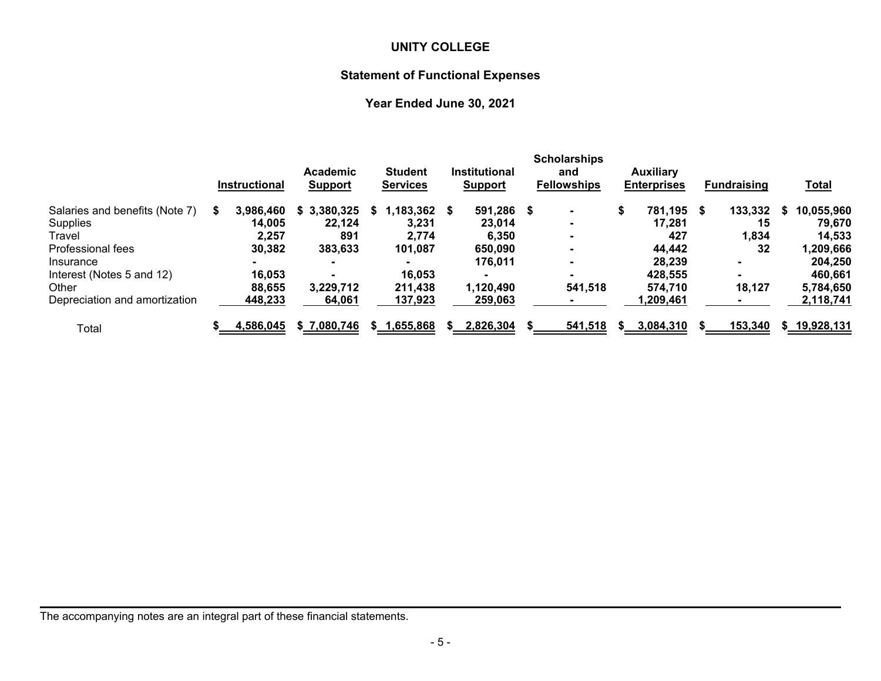# UNITY COLLEGE

## Statement of Functional Expenses

### Year Ended June 30, 2021

| | Instructional | Academic Support | Student Services | Institutional Support | Scholarships and Fellowships | Auxiliary Enterprises | Fundraising | Total |
|---|---|---|---|---|---|---|---|---|
| Salaries and benefits (Note 7) | $ 3,986,460 | $ 3,380,325 | $ 1,183,362 | $ 591,286 | $ - | $ 781,195 | $ 133,332 | $ 10,055,960 |
| Supplies | 14,005 | 22,124 | 3,231 | 23,014 | - | 17,281 | 15 | 79,670 |
| Travel | 2,257 | 891 | 2,774 | 6,350 | - | 427 | 1,834 | 14,533 |
| Professional fees | 30,382 | 383,633 | 101,087 | 650,090 | - | 44,442 | 32 | 1,209,666 |
| Insurance | - | - | - | 176,011 | - | 28,239 | - | 204,250 |
| Interest (Notes 5 and 12) | 16,053 | - | 16,053 | - | - | 428,555 | - | 460,661 |
| Other | 88,655 | 3,229,712 | 211,438 | 1,120,490 | 541,518 | 574,710 | 18,127 | 5,784,650 |
| Depreciation and amortization | 448,233 | 64,061 | 137,923 | 259,063 | - | 1,209,461 | - | 2,118,741 |
| Total | $ 4,586,045 | $ 7,080,746 | $ 1,655,868 | $ 2,826,304 | $ 541,518 | $ 3,084,310 | $ 153,340 | $ 19,928,131 |

The accompanying notes are an integral part of these financial statements.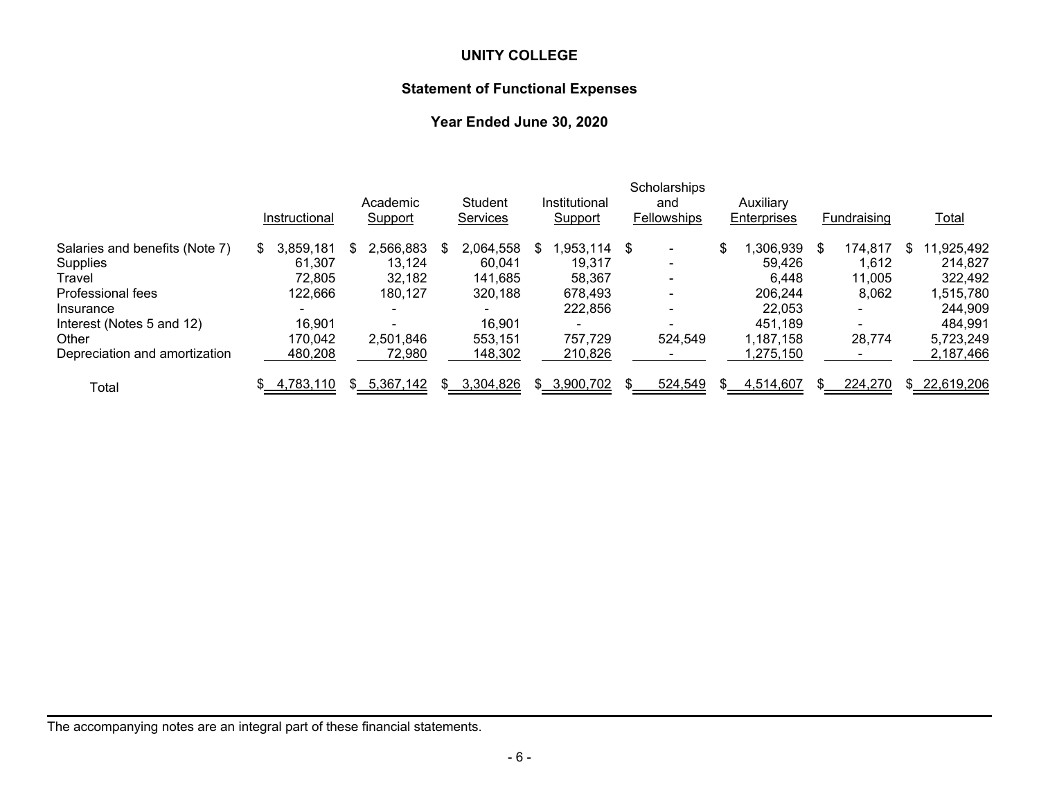# UNITY COLLEGE

## Statement of Functional Expenses

### Year Ended June 30, 2020

| | Instructional | Academic Support | Student Services | Institutional Support | Scholarships and Fellowships | Auxiliary Enterprises | Fundraising | Total |
|---|---|---|---|---|---|---|---|---|
| Salaries and benefits (Note 7) | $ 3,859,181 | $ 2,566,883 | $ 2,064,558 | $ 1,953,114 | $ - | $ 1,306,939 | $ 174,817 | $ 11,925,492 |
| Supplies | 61,307 | 13,124 | 60,041 | 19,317 | - | 59,426 | 1,612 | 214,827 |
| Travel | 72,805 | 32,182 | 141,685 | 58,367 | - | 6,448 | 11,005 | 322,492 |
| Professional fees | 122,666 | 180,127 | 320,188 | 678,493 | - | 206,244 | 8,062 | 1,515,780 |
| Insurance | - | - | - | 222,856 | - | 22,053 | - | 244,909 |
| Interest (Notes 5 and 12) | 16,901 | - | 16,901 | - | - | 451,189 | - | 484,991 |
| Other | 170,042 | 2,501,846 | 553,151 | 757,729 | 524,549 | 1,187,158 | 28,774 | 5,723,249 |
| Depreciation and amortization | 480,208 | 72,980 | 148,302 | 210,826 | - | 1,275,150 | - | 2,187,466 |
| Total | $ 4,783,110 | $ 5,367,142 | $ 3,304,826 | $ 3,900,702 | $ 524,549 | $ 4,514,607 | $ 224,270 | $ 22,619,206 |

The accompanying notes are an integral part of these financial statements.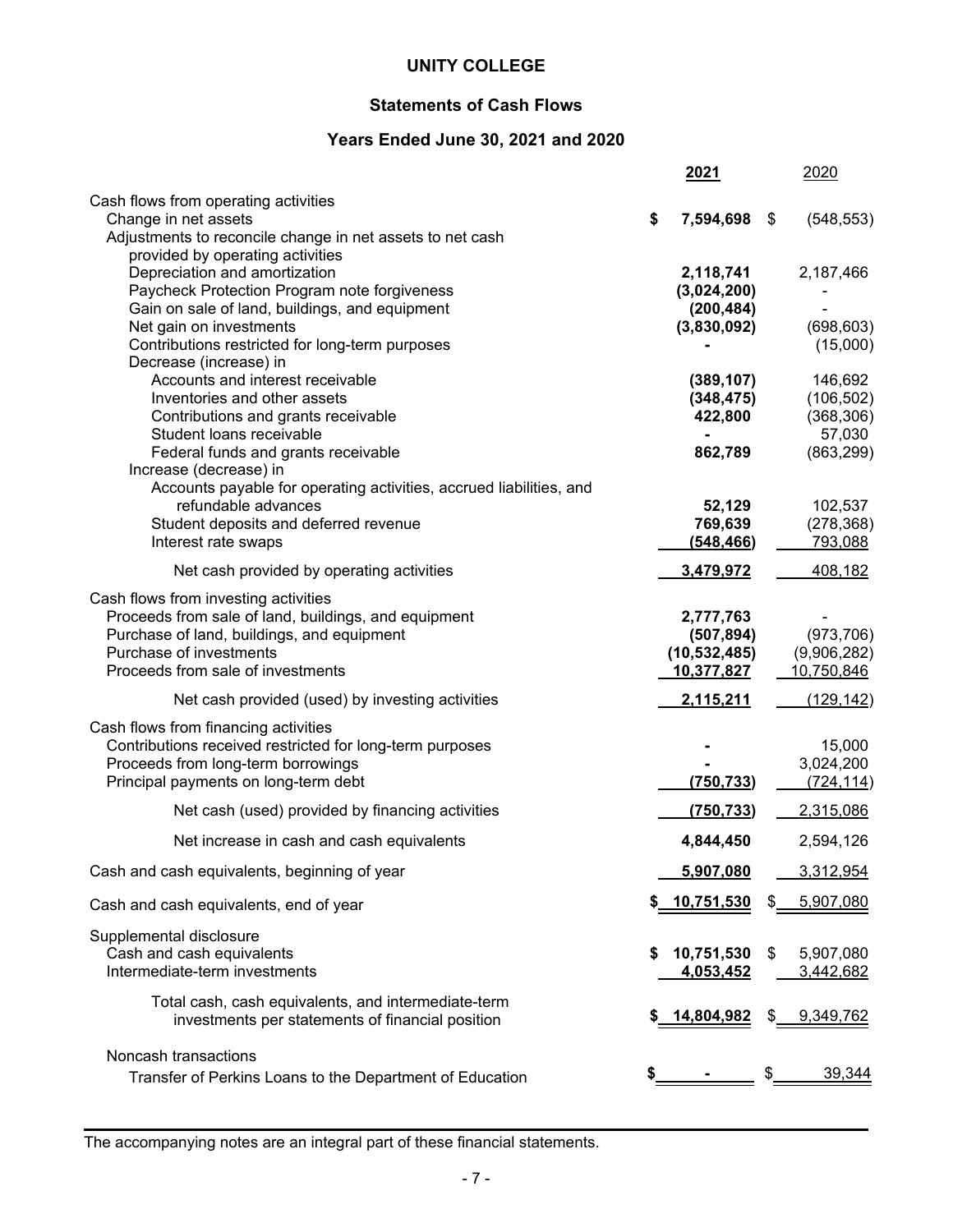# UNITY COLLEGE

## Statements of Cash Flows

### Years Ended June 30, 2021 and 2020

| | 2021 | 2020 |
|---|---|---|
| Cash flows from operating activities | | |
| Change in net assets | $ 7,594,698 | $ (548,553) |
| Adjustments to reconcile change in net assets to net cash provided by operating activities | | |
| Depreciation and amortization | 2,118,741 | 2,187,466 |
| Paycheck Protection Program note forgiveness | (3,024,200) | - |
| Gain on sale of land, buildings, and equipment | (200,484) | - |
| Net gain on investments | (3,830,092) | (698,603) |
| Contributions restricted for long-term purposes | - | (15,000) |
| Decrease (increase) in | | |
| Accounts and interest receivable | (389,107) | 146,692 |
| Inventories and other assets | (348,475) | (106,502) |
| Contributions and grants receivable | 422,800 | (368,306) |
| Student loans receivable | - | 57,030 |
| Federal funds and grants receivable | 862,789 | (863,299) |
| Increase (decrease) in | | |
| Accounts payable for operating activities, accrued liabilities, and refundable advances | 52,129 | 102,537 |
| Student deposits and deferred revenue | 769,639 | (278,368) |
| Interest rate swaps | (548,466) | 793,088 |
| Net cash provided by operating activities | 3,479,972 | 408,182 |
| Cash flows from investing activities | | |
| Proceeds from sale of land, buildings, and equipment | 2,777,763 | - |
| Purchase of land, buildings, and equipment | (507,894) | (973,706) |
| Purchase of investments | (10,532,485) | (9,906,282) |
| Proceeds from sale of investments | 10,377,827 | 10,750,846 |
| Net cash provided (used) by investing activities | 2,115,211 | (129,142) |
| Cash flows from financing activities | | |
| Contributions received restricted for long-term purposes | - | 15,000 |
| Proceeds from long-term borrowings | - | 3,024,200 |
| Principal payments on long-term debt | (750,733) | (724,114) |
| Net cash (used) provided by financing activities | (750,733) | 2,315,086 |
| Net increase in cash and cash equivalents | 4,844,450 | 2,594,126 |
| Cash and cash equivalents, beginning of year | 5,907,080 | 3,312,954 |
| Cash and cash equivalents, end of year | $ 10,751,530 | $ 5,907,080 |
| Supplemental disclosure | | |
| Cash and cash equivalents | $ 10,751,530 | $ 5,907,080 |
| Intermediate-term investments | 4,053,452 | 3,442,682 |
| Total cash, cash equivalents, and intermediate-term investments per statements of financial position | $ 14,804,982 | $ 9,349,762 |
| Noncash transactions | | |
| Transfer of Perkins Loans to the Department of Education | $ - | $ 39,344 |

The accompanying notes are an integral part of these financial statements.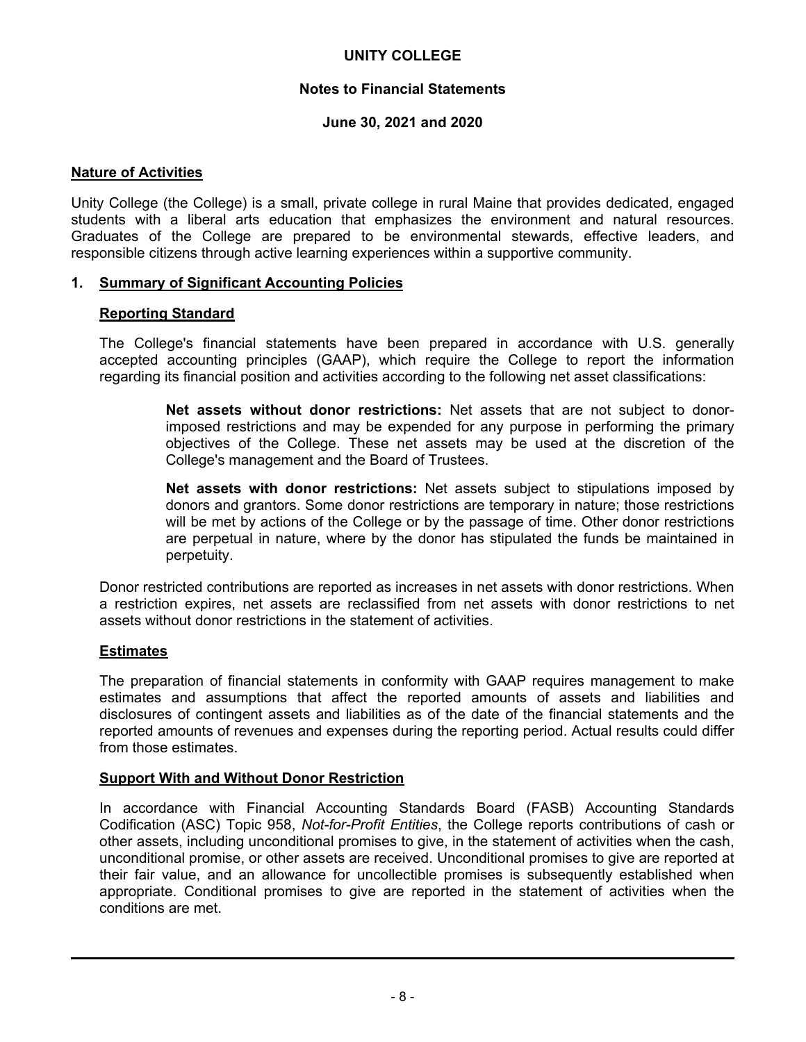# UNITY COLLEGE

## Notes to Financial Statements

### June 30, 2021 and 2020

**Nature of Activities**

Unity College (the College) is a small, private college in rural Maine that provides dedicated, engaged students with a liberal arts education that emphasizes the environment and natural resources. Graduates of the College are prepared to be environmental stewards, effective leaders, and responsible citizens through active learning experiences within a supportive community.

**1. Summary of Significant Accounting Policies**

**Reporting Standard**

The College's financial statements have been prepared in accordance with U.S. generally accepted accounting principles (GAAP), which require the College to report the information regarding its financial position and activities according to the following net asset classifications:

> **Net assets without donor restrictions:** Net assets that are not subject to donor-imposed restrictions and may be expended for any purpose in performing the primary objectives of the College. These net assets may be used at the discretion of the College's management and the Board of Trustees.
>
> **Net assets with donor restrictions:** Net assets subject to stipulations imposed by donors and grantors. Some donor restrictions are temporary in nature; those restrictions will be met by actions of the College or by the passage of time. Other donor restrictions are perpetual in nature, where by the donor has stipulated the funds be maintained in perpetuity.

Donor restricted contributions are reported as increases in net assets with donor restrictions. When a restriction expires, net assets are reclassified from net assets with donor restrictions to net assets without donor restrictions in the statement of activities.

**Estimates**

The preparation of financial statements in conformity with GAAP requires management to make estimates and assumptions that affect the reported amounts of assets and liabilities and disclosures of contingent assets and liabilities as of the date of the financial statements and the reported amounts of revenues and expenses during the reporting period. Actual results could differ from those estimates.

**Support With and Without Donor Restriction**

In accordance with Financial Accounting Standards Board (FASB) Accounting Standards Codification (ASC) Topic 958, *Not-for-Profit Entities*, the College reports contributions of cash or other assets, including unconditional promises to give, in the statement of activities when the cash, unconditional promise, or other assets are received. Unconditional promises to give are reported at their fair value, and an allowance for uncollectible promises is subsequently established when appropriate. Conditional promises to give are reported in the statement of activities when the conditions are met.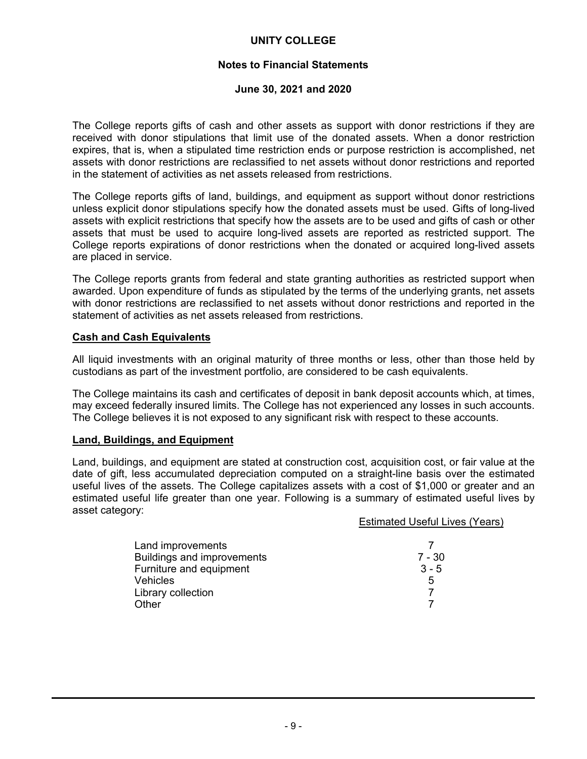The College reports gifts of cash and other assets as support with donor restrictions if they are received with donor stipulations that limit use of the donated assets. When a donor restriction expires, that is, when a stipulated time restriction ends or purpose restriction is accomplished, net assets with donor restrictions are reclassified to net assets without donor restrictions and reported in the statement of activities as net assets released from restrictions.

The College reports gifts of land, buildings, and equipment as support without donor restrictions unless explicit donor stipulations specify how the donated assets must be used. Gifts of long-lived assets with explicit restrictions that specify how the assets are to be used and gifts of cash or other assets that must be used to acquire long-lived assets are reported as restricted support. The College reports expirations of donor restrictions when the donated or acquired long-lived assets are placed in service.

The College reports grants from federal and state granting authorities as restricted support when awarded. Upon expenditure of funds as stipulated by the terms of the underlying grants, net assets with donor restrictions are reclassified to net assets without donor restrictions and reported in the statement of activities as net assets released from restrictions.

**Cash and Cash Equivalents**

All liquid investments with an original maturity of three months or less, other than those held by custodians as part of the investment portfolio, are considered to be cash equivalents.

The College maintains its cash and certificates of deposit in bank deposit accounts which, at times, may exceed federally insured limits. The College has not experienced any losses in such accounts. The College believes it is not exposed to any significant risk with respect to these accounts.

**Land, Buildings, and Equipment**

Land, buildings, and equipment are stated at construction cost, acquisition cost, or fair value at the date of gift, less accumulated depreciation computed on a straight-line basis over the estimated useful lives of the assets. The College capitalizes assets with a cost of $1,000 or greater and an estimated useful life greater than one year. Following is a summary of estimated useful lives by asset category:

| | Estimated Useful Lives (Years) |
|---|---|
| Land improvements | 7 |
| Buildings and improvements | 7 - 30 |
| Furniture and equipment | 3 - 5 |
| Vehicles | 5 |
| Library collection | 7 |
| Other | 7 |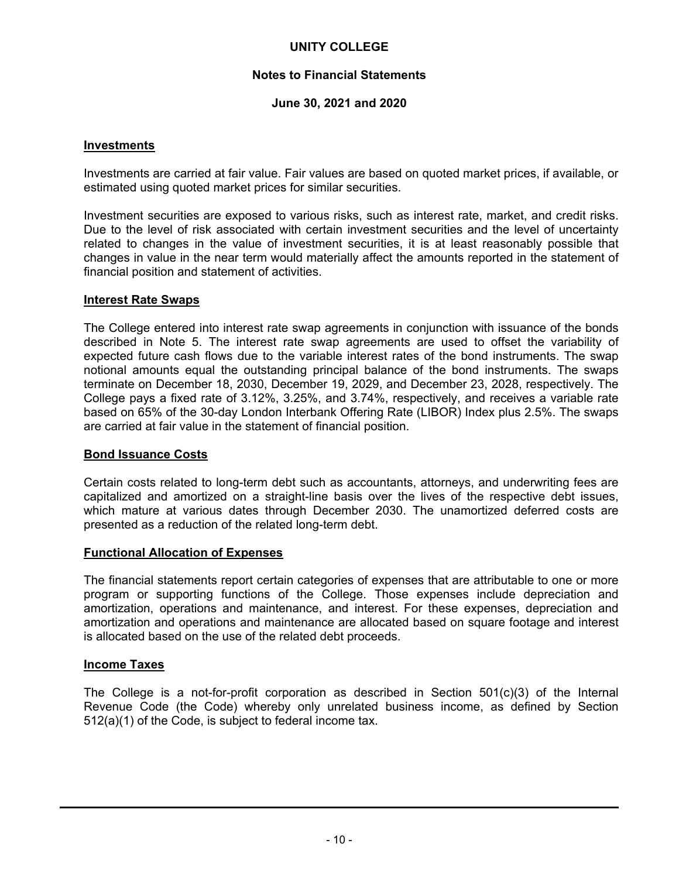## Investments

Investments are carried at fair value. Fair values are based on quoted market prices, if available, or estimated using quoted market prices for similar securities.

Investment securities are exposed to various risks, such as interest rate, market, and credit risks. Due to the level of risk associated with certain investment securities and the level of uncertainty related to changes in the value of investment securities, it is at least reasonably possible that changes in value in the near term would materially affect the amounts reported in the statement of financial position and statement of activities.

## Interest Rate Swaps

The College entered into interest rate swap agreements in conjunction with issuance of the bonds described in Note 5. The interest rate swap agreements are used to offset the variability of expected future cash flows due to the variable interest rates of the bond instruments. The swap notional amounts equal the outstanding principal balance of the bond instruments. The swaps terminate on December 18, 2030, December 19, 2029, and December 23, 2028, respectively. The College pays a fixed rate of 3.12%, 3.25%, and 3.74%, respectively, and receives a variable rate based on 65% of the 30-day London Interbank Offering Rate (LIBOR) Index plus 2.5%. The swaps are carried at fair value in the statement of financial position.

## Bond Issuance Costs

Certain costs related to long-term debt such as accountants, attorneys, and underwriting fees are capitalized and amortized on a straight-line basis over the lives of the respective debt issues, which mature at various dates through December 2030. The unamortized deferred costs are presented as a reduction of the related long-term debt.

## Functional Allocation of Expenses

The financial statements report certain categories of expenses that are attributable to one or more program or supporting functions of the College. Those expenses include depreciation and amortization, operations and maintenance, and interest. For these expenses, depreciation and amortization and operations and maintenance are allocated based on square footage and interest is allocated based on the use of the related debt proceeds.

## Income Taxes

The College is a not-for-profit corporation as described in Section 501(c)(3) of the Internal Revenue Code (the Code) whereby only unrelated business income, as defined by Section 512(a)(1) of the Code, is subject to federal income tax.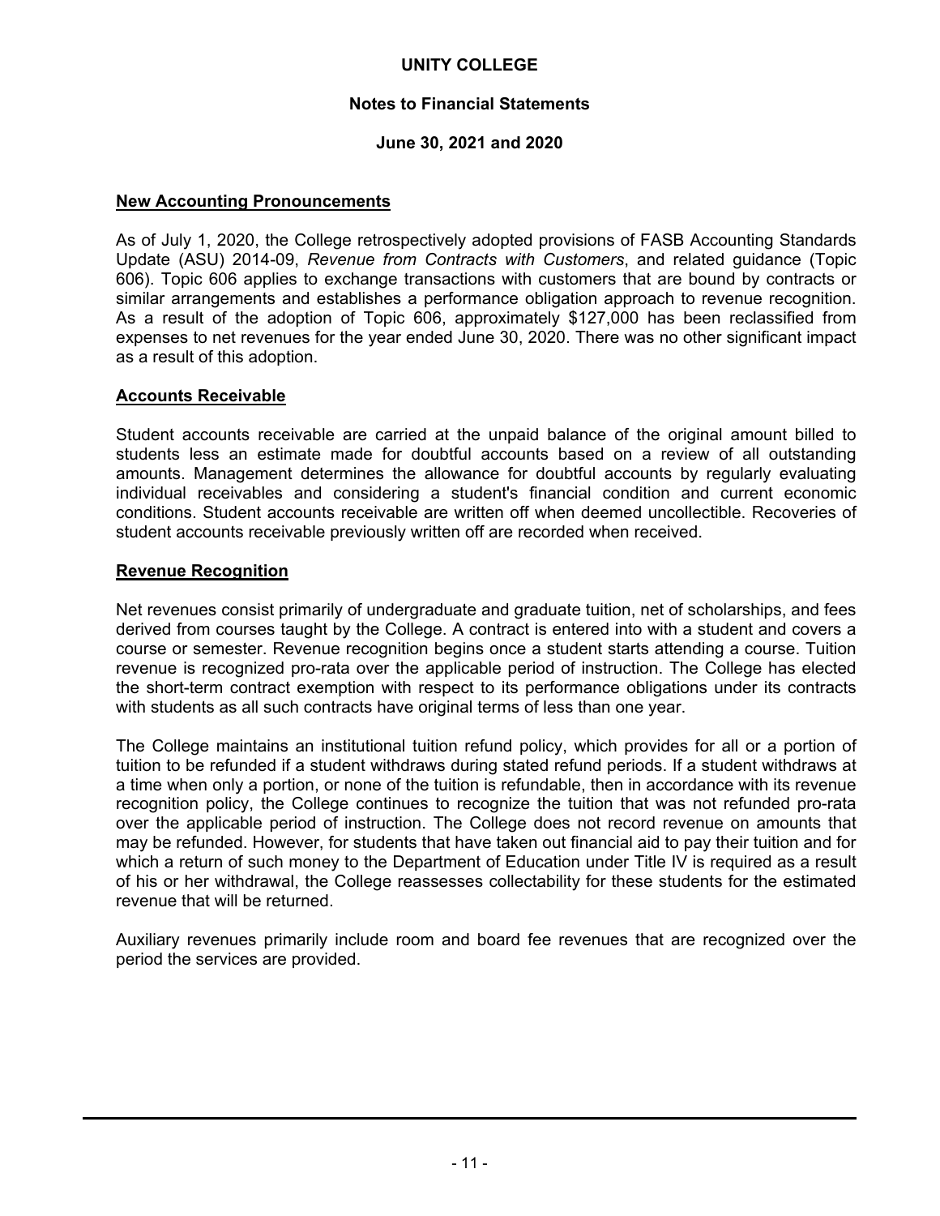## New Accounting Pronouncements

As of July 1, 2020, the College retrospectively adopted provisions of FASB Accounting Standards Update (ASU) 2014-09, *Revenue from Contracts with Customers*, and related guidance (Topic 606). Topic 606 applies to exchange transactions with customers that are bound by contracts or similar arrangements and establishes a performance obligation approach to revenue recognition. As a result of the adoption of Topic 606, approximately $127,000 has been reclassified from expenses to net revenues for the year ended June 30, 2020. There was no other significant impact as a result of this adoption.

## Accounts Receivable

Student accounts receivable are carried at the unpaid balance of the original amount billed to students less an estimate made for doubtful accounts based on a review of all outstanding amounts. Management determines the allowance for doubtful accounts by regularly evaluating individual receivables and considering a student's financial condition and current economic conditions. Student accounts receivable are written off when deemed uncollectible. Recoveries of student accounts receivable previously written off are recorded when received.

## Revenue Recognition

Net revenues consist primarily of undergraduate and graduate tuition, net of scholarships, and fees derived from courses taught by the College. A contract is entered into with a student and covers a course or semester. Revenue recognition begins once a student starts attending a course. Tuition revenue is recognized pro-rata over the applicable period of instruction. The College has elected the short-term contract exemption with respect to its performance obligations under its contracts with students as all such contracts have original terms of less than one year.

The College maintains an institutional tuition refund policy, which provides for all or a portion of tuition to be refunded if a student withdraws during stated refund periods. If a student withdraws at a time when only a portion, or none of the tuition is refundable, then in accordance with its revenue recognition policy, the College continues to recognize the tuition that was not refunded pro-rata over the applicable period of instruction. The College does not record revenue on amounts that may be refunded. However, for students that have taken out financial aid to pay their tuition and for which a return of such money to the Department of Education under Title IV is required as a result of his or her withdrawal, the College reassesses collectability for these students for the estimated revenue that will be returned.

Auxiliary revenues primarily include room and board fee revenues that are recognized over the period the services are provided.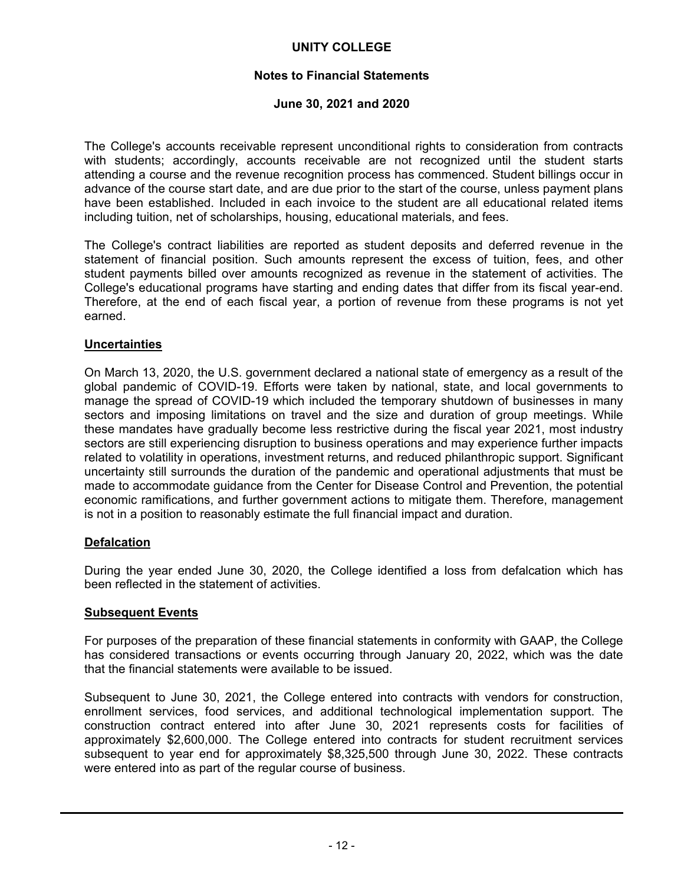The College's accounts receivable represent unconditional rights to consideration from contracts with students; accordingly, accounts receivable are not recognized until the student starts attending a course and the revenue recognition process has commenced. Student billings occur in advance of the course start date, and are due prior to the start of the course, unless payment plans have been established. Included in each invoice to the student are all educational related items including tuition, net of scholarships, housing, educational materials, and fees.

The College's contract liabilities are reported as student deposits and deferred revenue in the statement of financial position. Such amounts represent the excess of tuition, fees, and other student payments billed over amounts recognized as revenue in the statement of activities. The College's educational programs have starting and ending dates that differ from its fiscal year-end. Therefore, at the end of each fiscal year, a portion of revenue from these programs is not yet earned.

**Uncertainties**

On March 13, 2020, the U.S. government declared a national state of emergency as a result of the global pandemic of COVID-19. Efforts were taken by national, state, and local governments to manage the spread of COVID-19 which included the temporary shutdown of businesses in many sectors and imposing limitations on travel and the size and duration of group meetings. While these mandates have gradually become less restrictive during the fiscal year 2021, most industry sectors are still experiencing disruption to business operations and may experience further impacts related to volatility in operations, investment returns, and reduced philanthropic support. Significant uncertainty still surrounds the duration of the pandemic and operational adjustments that must be made to accommodate guidance from the Center for Disease Control and Prevention, the potential economic ramifications, and further government actions to mitigate them. Therefore, management is not in a position to reasonably estimate the full financial impact and duration.

**Defalcation**

During the year ended June 30, 2020, the College identified a loss from defalcation which has been reflected in the statement of activities.

**Subsequent Events**

For purposes of the preparation of these financial statements in conformity with GAAP, the College has considered transactions or events occurring through January 20, 2022, which was the date that the financial statements were available to be issued.

Subsequent to June 30, 2021, the College entered into contracts with vendors for construction, enrollment services, food services, and additional technological implementation support. The construction contract entered into after June 30, 2021 represents costs for facilities of approximately $2,600,000. The College entered into contracts for student recruitment services subsequent to year end for approximately $8,325,500 through June 30, 2022. These contracts were entered into as part of the regular course of business.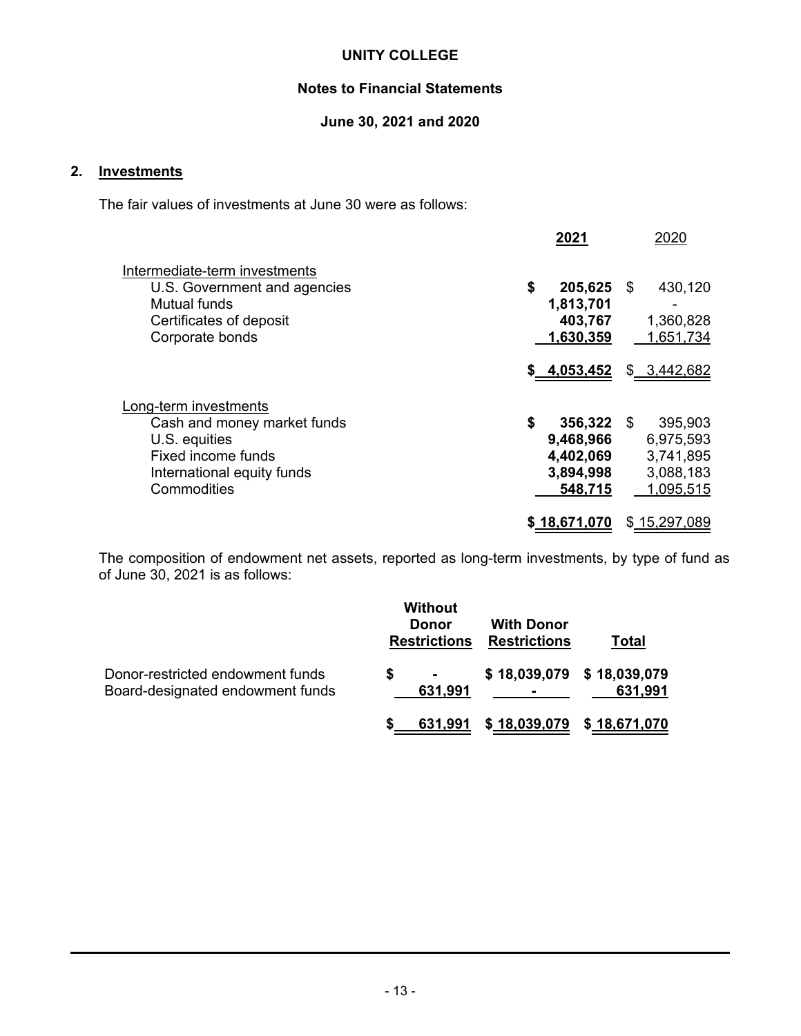## 2. Investments

The fair values of investments at June 30 were as follows:

| | 2021 | 2020 |
|---|---|---|
| Intermediate-term investments | | |
| U.S. Government and agencies | $ 205,625 | $ 430,120 |
| Mutual funds | 1,813,701 | - |
| Certificates of deposit | 403,767 | 1,360,828 |
| Corporate bonds | 1,630,359 | 1,651,734 |
| | $ 4,053,452 | $ 3,442,682 |
| Long-term investments | | |
| Cash and money market funds | $ 356,322 | $ 395,903 |
| U.S. equities | 9,468,966 | 6,975,593 |
| Fixed income funds | 4,402,069 | 3,741,895 |
| International equity funds | 3,894,998 | 3,088,183 |
| Commodities | 548,715 | 1,095,515 |
| | $ 18,671,070 | $ 15,297,089 |

The composition of endowment net assets, reported as long-term investments, by type of fund as of June 30, 2021 is as follows:

| | Without Donor Restrictions | With Donor Restrictions | Total |
|---|---|---|---|
| Donor-restricted endowment funds | $ - | $ 18,039,079 | $ 18,039,079 |
| Board-designated endowment funds | 631,991 | - | 631,991 |
| | $ 631,991 | $ 18,039,079 | $ 18,671,070 |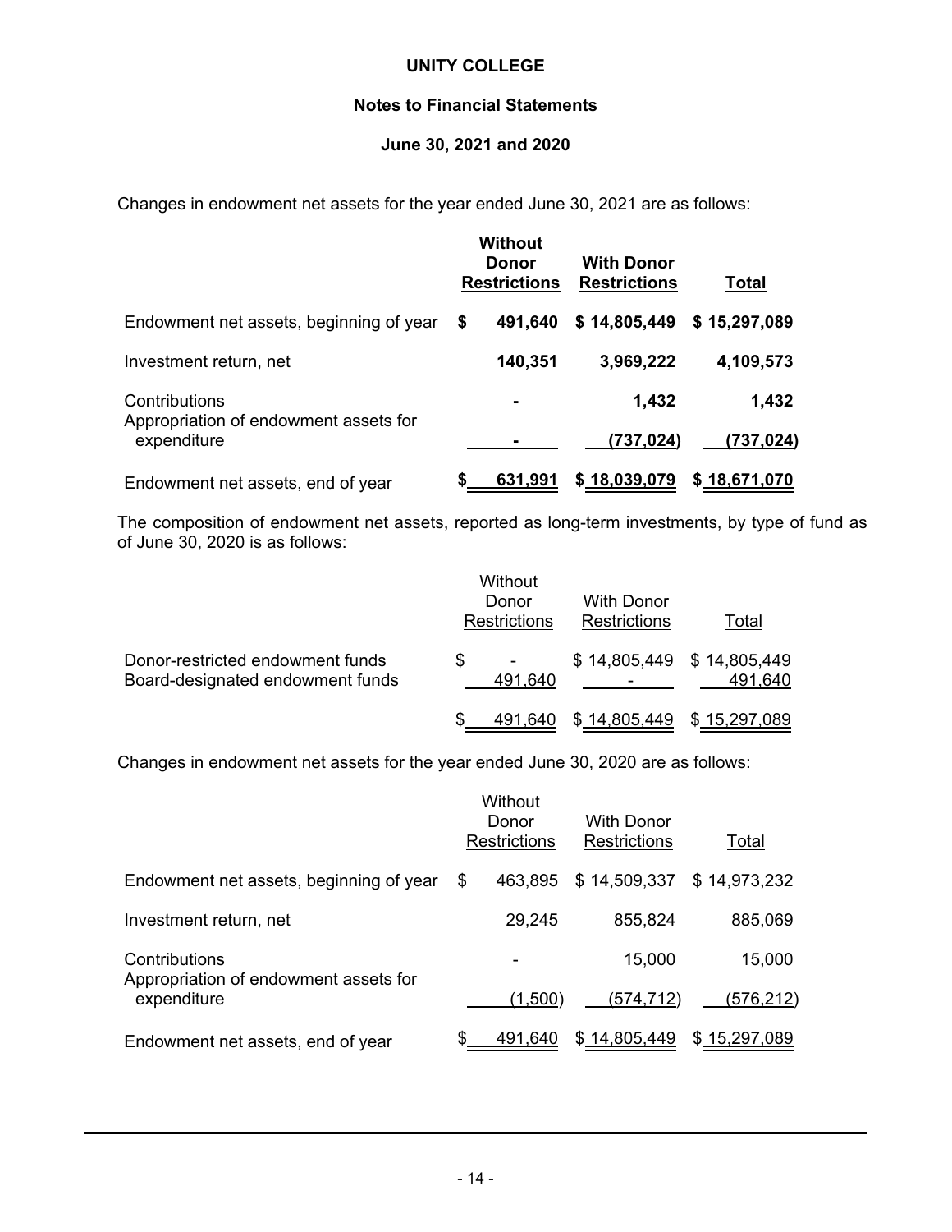**UNITY COLLEGE**

**Notes to Financial Statements**

**June 30, 2021 and 2020**

Changes in endowment net assets for the year ended June 30, 2021 are as follows:

| | **Without Donor Restrictions** | **With Donor Restrictions** | **Total** |
|---|---|---|---|
| Endowment net assets, beginning of year | **$ 491,640** | **$ 14,805,449** | **$ 15,297,089** |
| Investment return, net | **140,351** | **3,969,222** | **4,109,573** |
| Contributions | **-** | **1,432** | **1,432** |
| Appropriation of endowment assets for expenditure | **-** | **(737,024)** | **(737,024)** |
| Endowment net assets, end of year | **$ 631,991** | **$ 18,039,079** | **$ 18,671,070** |

The composition of endowment net assets, reported as long-term investments, by type of fund as of June 30, 2020 is as follows:

| | Without Donor Restrictions | With Donor Restrictions | Total |
|---|---|---|---|
| Donor-restricted endowment funds | $ - | $ 14,805,449 | $ 14,805,449 |
| Board-designated endowment funds | 491,640 | - | 491,640 |
| | $ 491,640 | $ 14,805,449 | $ 15,297,089 |

Changes in endowment net assets for the year ended June 30, 2020 are as follows:

| | Without Donor Restrictions | With Donor Restrictions | Total |
|---|---|---|---|
| Endowment net assets, beginning of year | $ 463,895 | $ 14,509,337 | $ 14,973,232 |
| Investment return, net | 29,245 | 855,824 | 885,069 |
| Contributions | - | 15,000 | 15,000 |
| Appropriation of endowment assets for expenditure | (1,500) | (574,712) | (576,212) |
| Endowment net assets, end of year | $ 491,640 | $ 14,805,449 | $ 15,297,089 |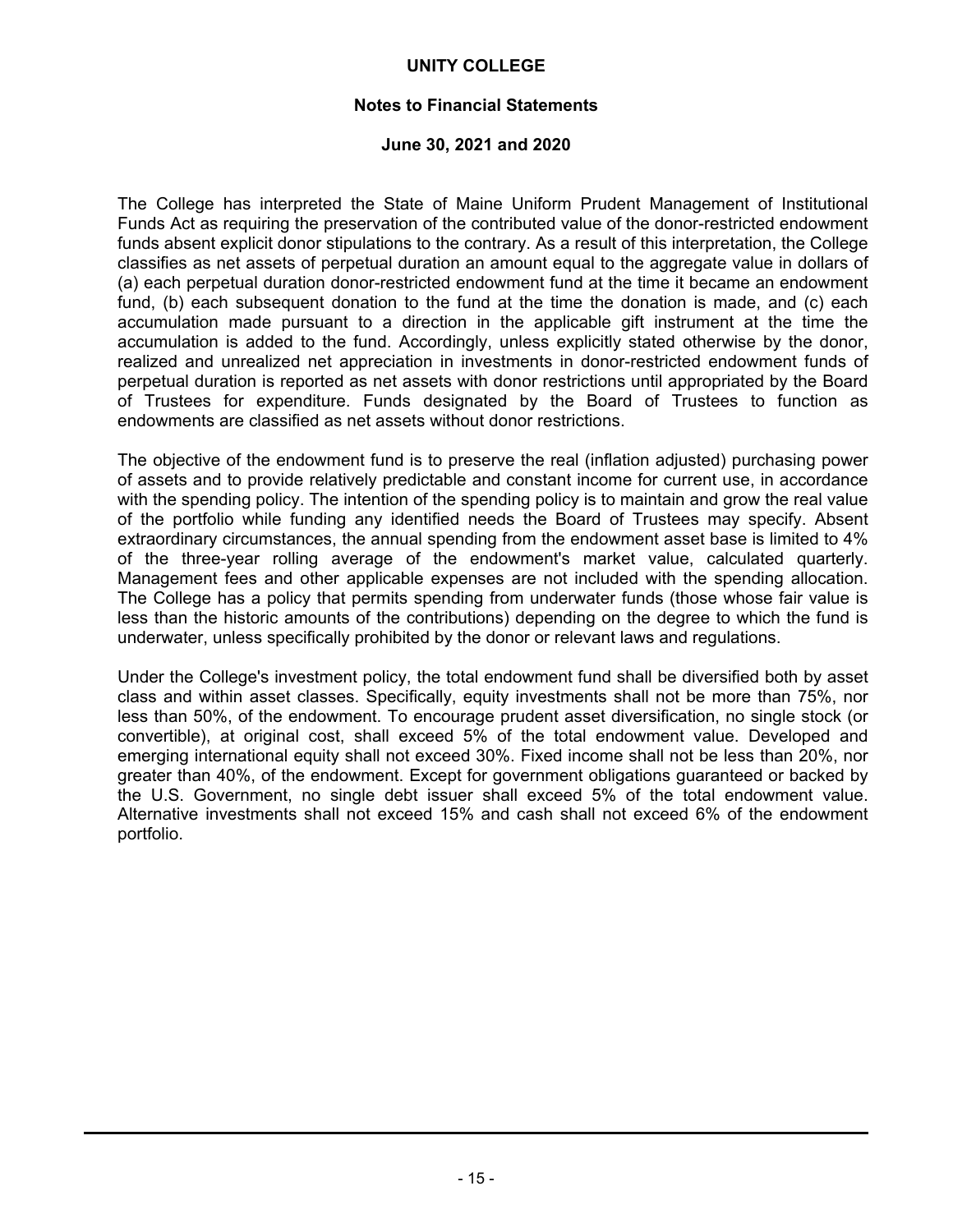The College has interpreted the State of Maine Uniform Prudent Management of Institutional Funds Act as requiring the preservation of the contributed value of the donor-restricted endowment funds absent explicit donor stipulations to the contrary. As a result of this interpretation, the College classifies as net assets of perpetual duration an amount equal to the aggregate value in dollars of (a) each perpetual duration donor-restricted endowment fund at the time it became an endowment fund, (b) each subsequent donation to the fund at the time the donation is made, and (c) each accumulation made pursuant to a direction in the applicable gift instrument at the time the accumulation is added to the fund. Accordingly, unless explicitly stated otherwise by the donor, realized and unrealized net appreciation in investments in donor-restricted endowment funds of perpetual duration is reported as net assets with donor restrictions until appropriated by the Board of Trustees for expenditure. Funds designated by the Board of Trustees to function as endowments are classified as net assets without donor restrictions.

The objective of the endowment fund is to preserve the real (inflation adjusted) purchasing power of assets and to provide relatively predictable and constant income for current use, in accordance with the spending policy. The intention of the spending policy is to maintain and grow the real value of the portfolio while funding any identified needs the Board of Trustees may specify. Absent extraordinary circumstances, the annual spending from the endowment asset base is limited to 4% of the three-year rolling average of the endowment's market value, calculated quarterly. Management fees and other applicable expenses are not included with the spending allocation. The College has a policy that permits spending from underwater funds (those whose fair value is less than the historic amounts of the contributions) depending on the degree to which the fund is underwater, unless specifically prohibited by the donor or relevant laws and regulations.

Under the College's investment policy, the total endowment fund shall be diversified both by asset class and within asset classes. Specifically, equity investments shall not be more than 75%, nor less than 50%, of the endowment. To encourage prudent asset diversification, no single stock (or convertible), at original cost, shall exceed 5% of the total endowment value. Developed and emerging international equity shall not exceed 30%. Fixed income shall not be less than 20%, nor greater than 40%, of the endowment. Except for government obligations guaranteed or backed by the U.S. Government, no single debt issuer shall exceed 5% of the total endowment value. Alternative investments shall not exceed 15% and cash shall not exceed 6% of the endowment portfolio.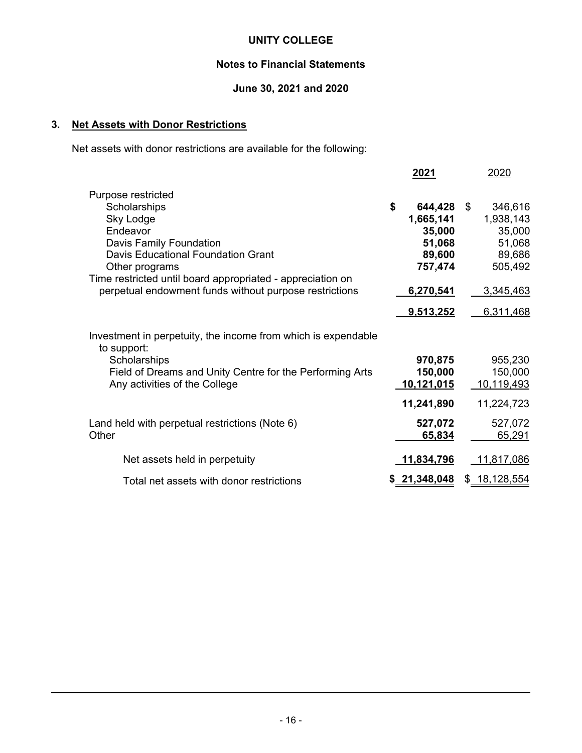**UNITY COLLEGE**

**Notes to Financial Statements**

**June 30, 2021 and 2020**

## 3. Net Assets with Donor Restrictions

Net assets with donor restrictions are available for the following:

| | **2021** | 2020 |
|---|---|---|
| Purpose restricted | | |
| Scholarships | **$ 644,428** | $ 346,616 |
| Sky Lodge | **1,665,141** | 1,938,143 |
| Endeavor | **35,000** | 35,000 |
| Davis Family Foundation | **51,068** | 51,068 |
| Davis Educational Foundation Grant | **89,600** | 89,686 |
| Other programs | **757,474** | 505,492 |
| Time restricted until board appropriated - appreciation on perpetual endowment funds without purpose restrictions | **6,270,541** | 3,345,463 |
| | **9,513,252** | 6,311,468 |
| Investment in perpetuity, the income from which is expendable to support: | | |
| Scholarships | **970,875** | 955,230 |
| Field of Dreams and Unity Centre for the Performing Arts | **150,000** | 150,000 |
| Any activities of the College | **10,121,015** | 10,119,493 |
| | **11,241,890** | 11,224,723 |
| Land held with perpetual restrictions (Note 6) | **527,072** | 527,072 |
| Other | **65,834** | 65,291 |
| Net assets held in perpetuity | **11,834,796** | 11,817,086 |
| Total net assets with donor restrictions | **$ 21,348,048** | $ 18,128,554 |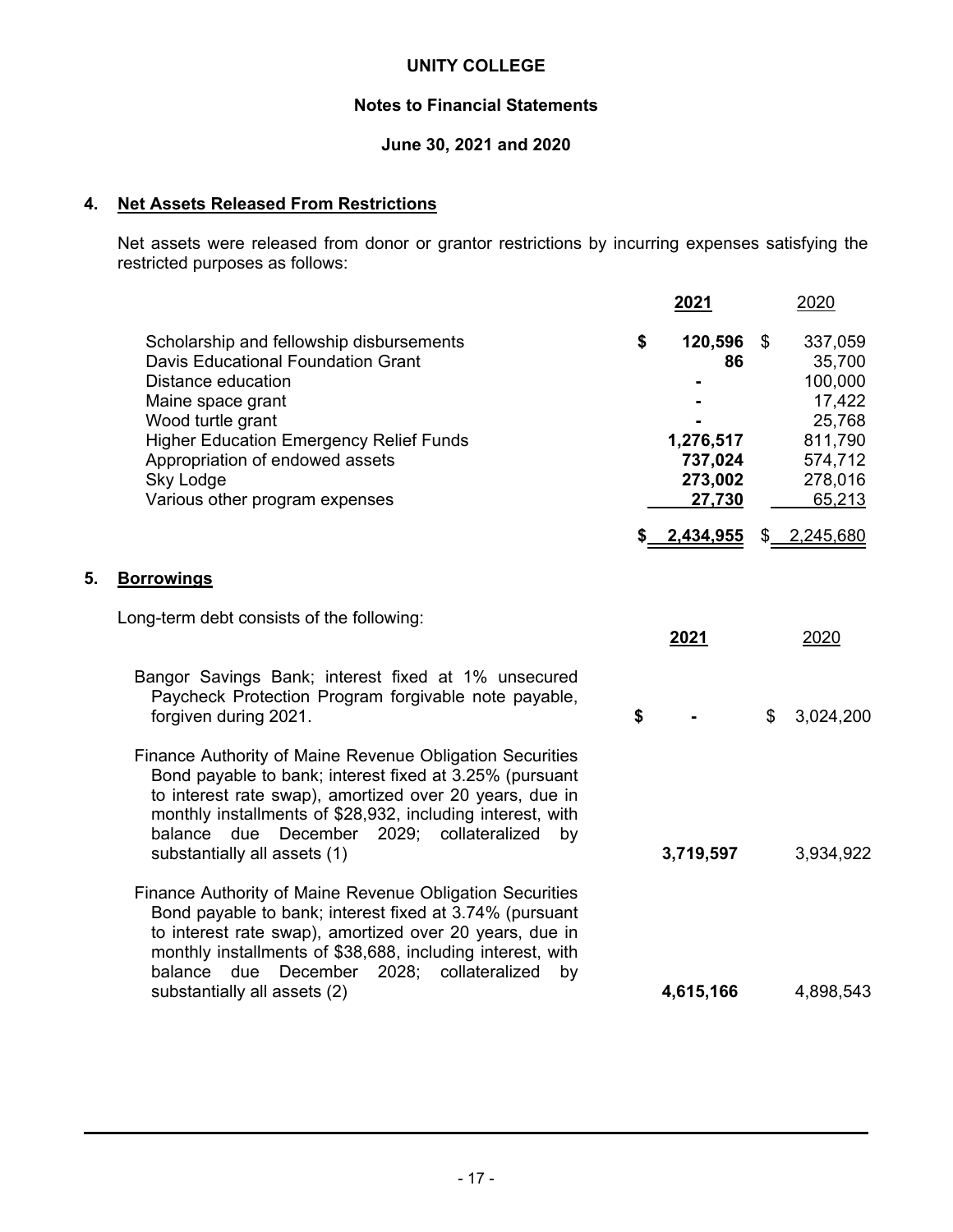**UNITY COLLEGE**

**Notes to Financial Statements**

**June 30, 2021 and 2020**

## 4. Net Assets Released From Restrictions

Net assets were released from donor or grantor restrictions by incurring expenses satisfying the restricted purposes as follows:

| | **2021** | 2020 |
|---|---|---|
| Scholarship and fellowship disbursements | **$ 120,596** | $ 337,059 |
| Davis Educational Foundation Grant | **86** | 35,700 |
| Distance education | **-** | 100,000 |
| Maine space grant | **-** | 17,422 |
| Wood turtle grant | **-** | 25,768 |
| Higher Education Emergency Relief Funds | **1,276,517** | 811,790 |
| Appropriation of endowed assets | **737,024** | 574,712 |
| Sky Lodge | **273,002** | 278,016 |
| Various other program expenses | **27,730** | 65,213 |
| | **$ 2,434,955** | $ 2,245,680 |

## 5. Borrowings

Long-term debt consists of the following:

| | **2021** | 2020 |
|---|---|---|
| Bangor Savings Bank; interest fixed at 1% unsecured Paycheck Protection Program forgivable note payable, forgiven during 2021. | **$ -** | $ 3,024,200 |
| Finance Authority of Maine Revenue Obligation Securities Bond payable to bank; interest fixed at 3.25% (pursuant to interest rate swap), amortized over 20 years, due in monthly installments of $28,932, including interest, with balance due December 2029; collateralized by substantially all assets (1) | **3,719,597** | 3,934,922 |
| Finance Authority of Maine Revenue Obligation Securities Bond payable to bank; interest fixed at 3.74% (pursuant to interest rate swap), amortized over 20 years, due in monthly installments of $38,688, including interest, with balance due December 2028; collateralized by substantially all assets (2) | **4,615,166** | 4,898,543 |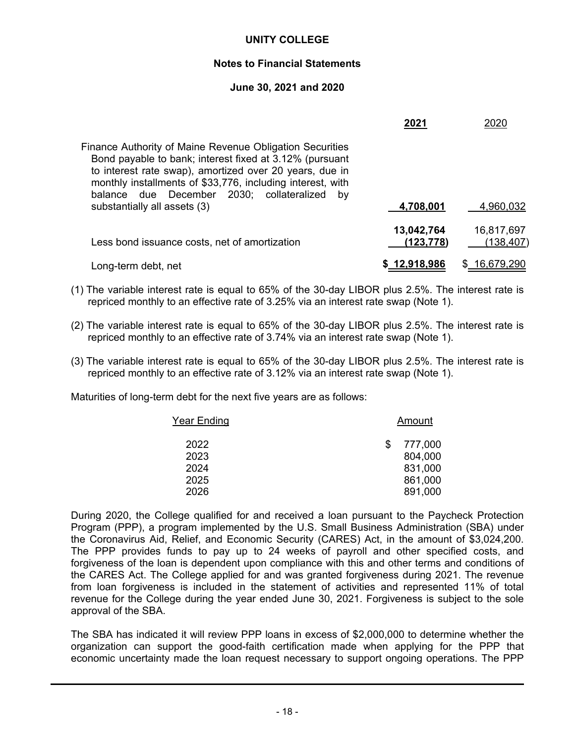**UNITY COLLEGE**

**Notes to Financial Statements**

**June 30, 2021 and 2020**

| | **2021** | 2020 |
|---|---|---|
| Finance Authority of Maine Revenue Obligation Securities Bond payable to bank; interest fixed at 3.12% (pursuant to interest rate swap), amortized over 20 years, due in monthly installments of $33,776, including interest, with balance due December 2030; collateralized by substantially all assets (3) | **4,708,001** | 4,960,032 |
| | **13,042,764** | 16,817,697 |
| Less bond issuance costs, net of amortization | **(123,778)** | (138,407) |
| Long-term debt, net | **$ 12,918,986** | $ 16,679,290 |

(1) The variable interest rate is equal to 65% of the 30-day LIBOR plus 2.5%. The interest rate is repriced monthly to an effective rate of 3.25% via an interest rate swap (Note 1).

(2) The variable interest rate is equal to 65% of the 30-day LIBOR plus 2.5%. The interest rate is repriced monthly to an effective rate of 3.74% via an interest rate swap (Note 1).

(3) The variable interest rate is equal to 65% of the 30-day LIBOR plus 2.5%. The interest rate is repriced monthly to an effective rate of 3.12% via an interest rate swap (Note 1).

Maturities of long-term debt for the next five years are as follows:

| Year Ending | Amount |
|---|---|
| 2022 | $ 777,000 |
| 2023 | 804,000 |
| 2024 | 831,000 |
| 2025 | 861,000 |
| 2026 | 891,000 |

During 2020, the College qualified for and received a loan pursuant to the Paycheck Protection Program (PPP), a program implemented by the U.S. Small Business Administration (SBA) under the Coronavirus Aid, Relief, and Economic Security (CARES) Act, in the amount of $3,024,200. The PPP provides funds to pay up to 24 weeks of payroll and other specified costs, and forgiveness of the loan is dependent upon compliance with this and other terms and conditions of the CARES Act. The College applied for and was granted forgiveness during 2021. The revenue from loan forgiveness is included in the statement of activities and represented 11% of total revenue for the College during the year ended June 30, 2021. Forgiveness is subject to the sole approval of the SBA.

The SBA has indicated it will review PPP loans in excess of $2,000,000 to determine whether the organization can support the good-faith certification made when applying for the PPP that economic uncertainty made the loan request necessary to support ongoing operations. The PPP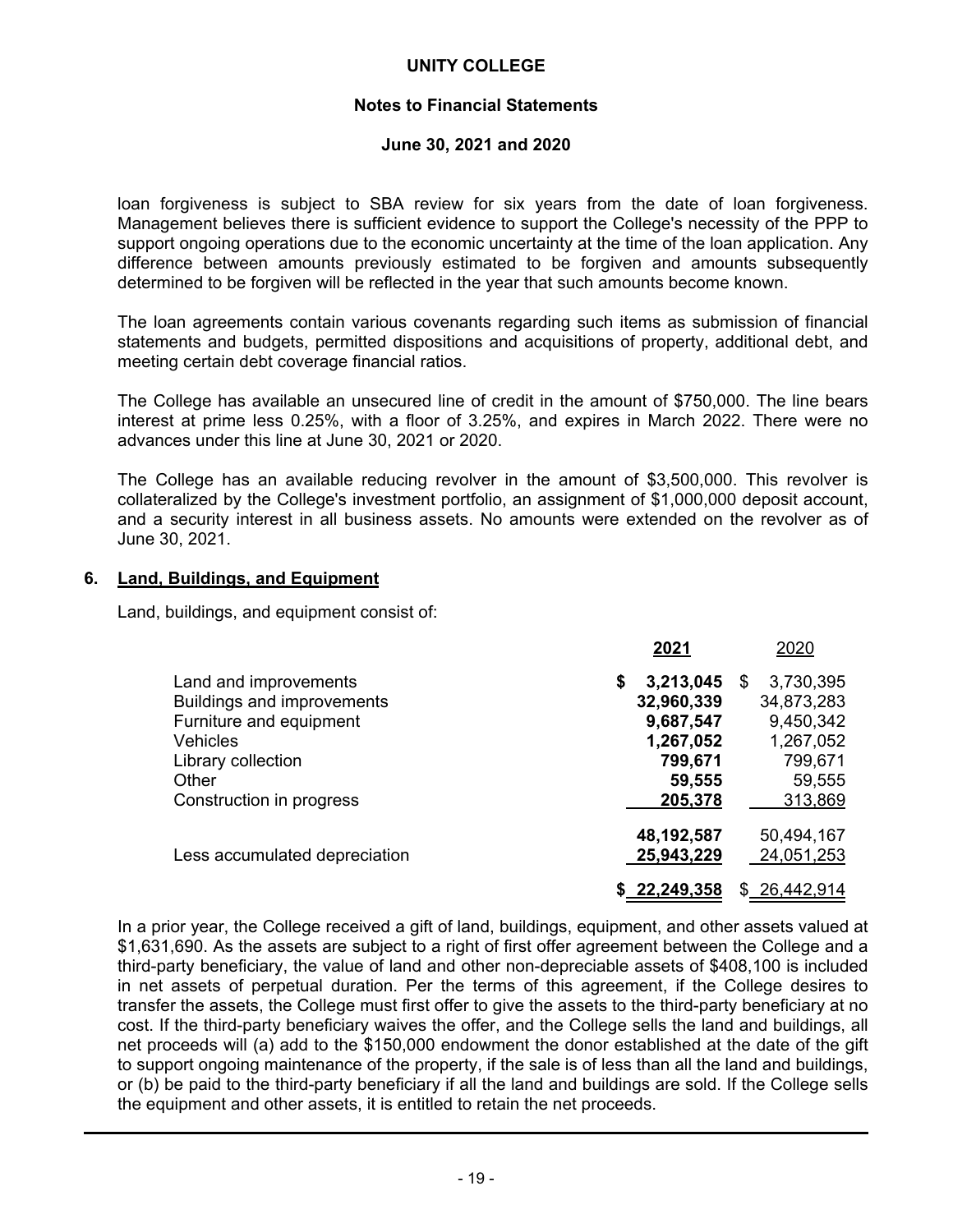loan forgiveness is subject to SBA review for six years from the date of loan forgiveness. Management believes there is sufficient evidence to support the College's necessity of the PPP to support ongoing operations due to the economic uncertainty at the time of the loan application. Any difference between amounts previously estimated to be forgiven and amounts subsequently determined to be forgiven will be reflected in the year that such amounts become known.

The loan agreements contain various covenants regarding such items as submission of financial statements and budgets, permitted dispositions and acquisitions of property, additional debt, and meeting certain debt coverage financial ratios.

The College has available an unsecured line of credit in the amount of $750,000. The line bears interest at prime less 0.25%, with a floor of 3.25%, and expires in March 2022. There were no advances under this line at June 30, 2021 or 2020.

The College has an available reducing revolver in the amount of $3,500,000. This revolver is collateralized by the College's investment portfolio, an assignment of $1,000,000 deposit account, and a security interest in all business assets. No amounts were extended on the revolver as of June 30, 2021.

## 6. Land, Buildings, and Equipment

Land, buildings, and equipment consist of:

| | **2021** | 2020 |
|---|---|---|
| Land and improvements | **$ 3,213,045** | $ 3,730,395 |
| Buildings and improvements | **32,960,339** | 34,873,283 |
| Furniture and equipment | **9,687,547** | 9,450,342 |
| Vehicles | **1,267,052** | 1,267,052 |
| Library collection | **799,671** | 799,671 |
| Other | **59,555** | 59,555 |
| Construction in progress | **205,378** | 313,869 |
| | **48,192,587** | 50,494,167 |
| Less accumulated depreciation | **25,943,229** | 24,051,253 |
| | **$ 22,249,358** | $ 26,442,914 |

In a prior year, the College received a gift of land, buildings, equipment, and other assets valued at $1,631,690. As the assets are subject to a right of first offer agreement between the College and a third-party beneficiary, the value of land and other non-depreciable assets of $408,100 is included in net assets of perpetual duration. Per the terms of this agreement, if the College desires to transfer the assets, the College must first offer to give the assets to the third-party beneficiary at no cost. If the third-party beneficiary waives the offer, and the College sells the land and buildings, all net proceeds will (a) add to the $150,000 endowment the donor established at the date of the gift to support ongoing maintenance of the property, if the sale is of less than all the land and buildings, or (b) be paid to the third-party beneficiary if all the land and buildings are sold. If the College sells the equipment and other assets, it is entitled to retain the net proceeds.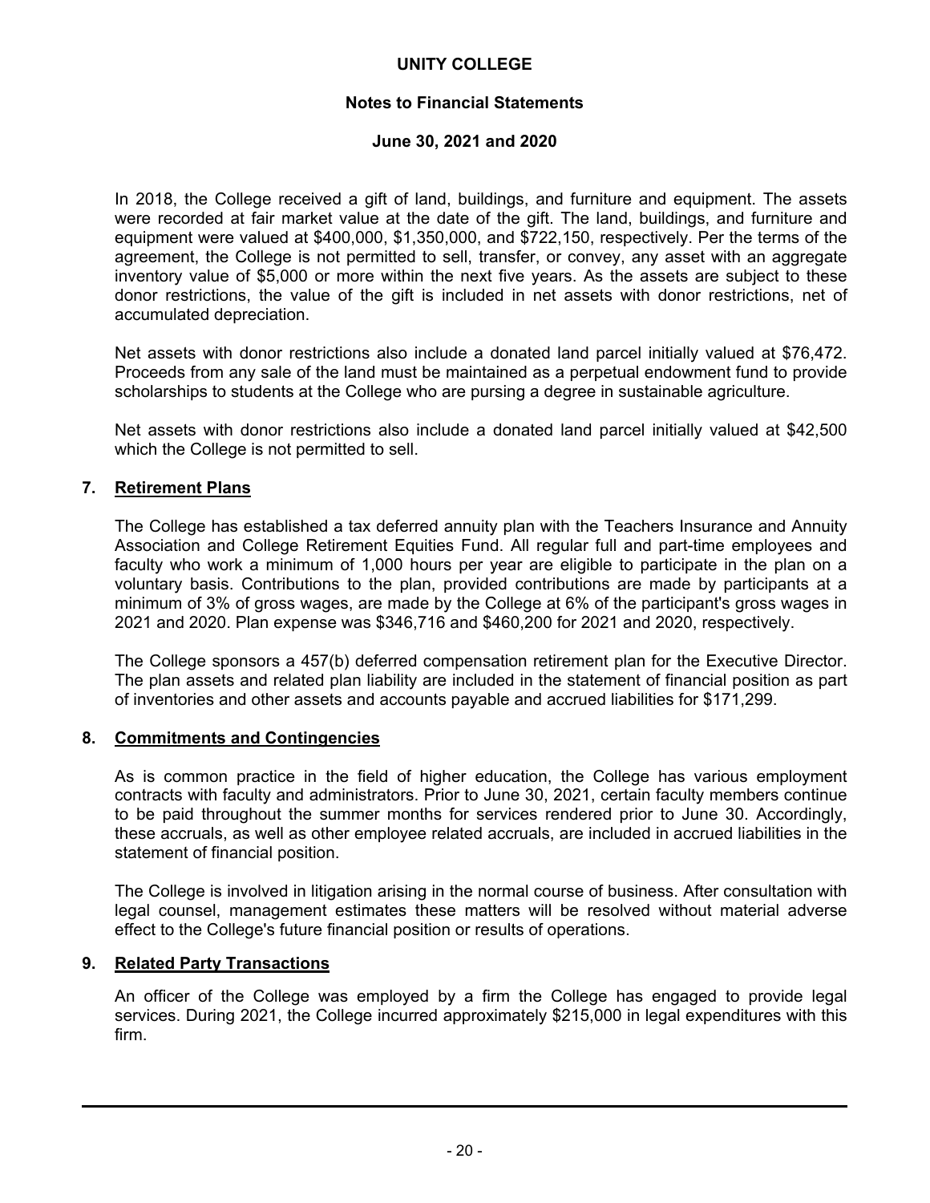In 2018, the College received a gift of land, buildings, and furniture and equipment. The assets were recorded at fair market value at the date of the gift. The land, buildings, and furniture and equipment were valued at $400,000, $1,350,000, and $722,150, respectively. Per the terms of the agreement, the College is not permitted to sell, transfer, or convey, any asset with an aggregate inventory value of $5,000 or more within the next five years. As the assets are subject to these donor restrictions, the value of the gift is included in net assets with donor restrictions, net of accumulated depreciation.

Net assets with donor restrictions also include a donated land parcel initially valued at $76,472. Proceeds from any sale of the land must be maintained as a perpetual endowment fund to provide scholarships to students at the College who are pursing a degree in sustainable agriculture.

Net assets with donor restrictions also include a donated land parcel initially valued at $42,500 which the College is not permitted to sell.

## 7. Retirement Plans

The College has established a tax deferred annuity plan with the Teachers Insurance and Annuity Association and College Retirement Equities Fund. All regular full and part-time employees and faculty who work a minimum of 1,000 hours per year are eligible to participate in the plan on a voluntary basis. Contributions to the plan, provided contributions are made by participants at a minimum of 3% of gross wages, are made by the College at 6% of the participant's gross wages in 2021 and 2020. Plan expense was $346,716 and $460,200 for 2021 and 2020, respectively.

The College sponsors a 457(b) deferred compensation retirement plan for the Executive Director. The plan assets and related plan liability are included in the statement of financial position as part of inventories and other assets and accounts payable and accrued liabilities for $171,299.

## 8. Commitments and Contingencies

As is common practice in the field of higher education, the College has various employment contracts with faculty and administrators. Prior to June 30, 2021, certain faculty members continue to be paid throughout the summer months for services rendered prior to June 30. Accordingly, these accruals, as well as other employee related accruals, are included in accrued liabilities in the statement of financial position.

The College is involved in litigation arising in the normal course of business. After consultation with legal counsel, management estimates these matters will be resolved without material adverse effect to the College's future financial position or results of operations.

## 9. Related Party Transactions

An officer of the College was employed by a firm the College has engaged to provide legal services. During 2021, the College incurred approximately $215,000 in legal expenditures with this firm.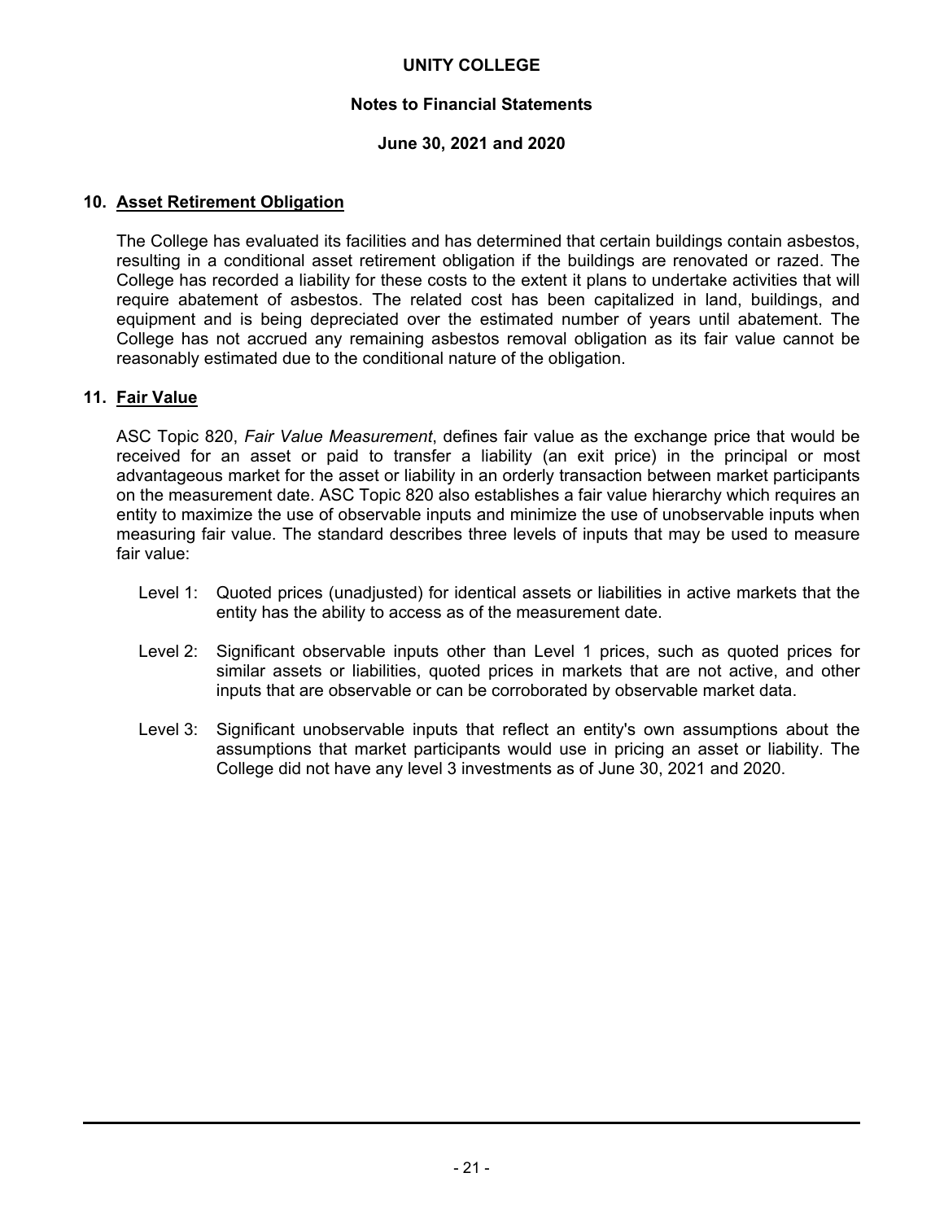## 10. Asset Retirement Obligation

The College has evaluated its facilities and has determined that certain buildings contain asbestos, resulting in a conditional asset retirement obligation if the buildings are renovated or razed. The College has recorded a liability for these costs to the extent it plans to undertake activities that will require abatement of asbestos. The related cost has been capitalized in land, buildings, and equipment and is being depreciated over the estimated number of years until abatement. The College has not accrued any remaining asbestos removal obligation as its fair value cannot be reasonably estimated due to the conditional nature of the obligation.

## 11. Fair Value

ASC Topic 820, *Fair Value Measurement*, defines fair value as the exchange price that would be received for an asset or paid to transfer a liability (an exit price) in the principal or most advantageous market for the asset or liability in an orderly transaction between market participants on the measurement date. ASC Topic 820 also establishes a fair value hierarchy which requires an entity to maximize the use of observable inputs and minimize the use of unobservable inputs when measuring fair value. The standard describes three levels of inputs that may be used to measure fair value:

Level 1: Quoted prices (unadjusted) for identical assets or liabilities in active markets that the entity has the ability to access as of the measurement date.

Level 2: Significant observable inputs other than Level 1 prices, such as quoted prices for similar assets or liabilities, quoted prices in markets that are not active, and other inputs that are observable or can be corroborated by observable market data.

Level 3: Significant unobservable inputs that reflect an entity's own assumptions about the assumptions that market participants would use in pricing an asset or liability. The College did not have any level 3 investments as of June 30, 2021 and 2020.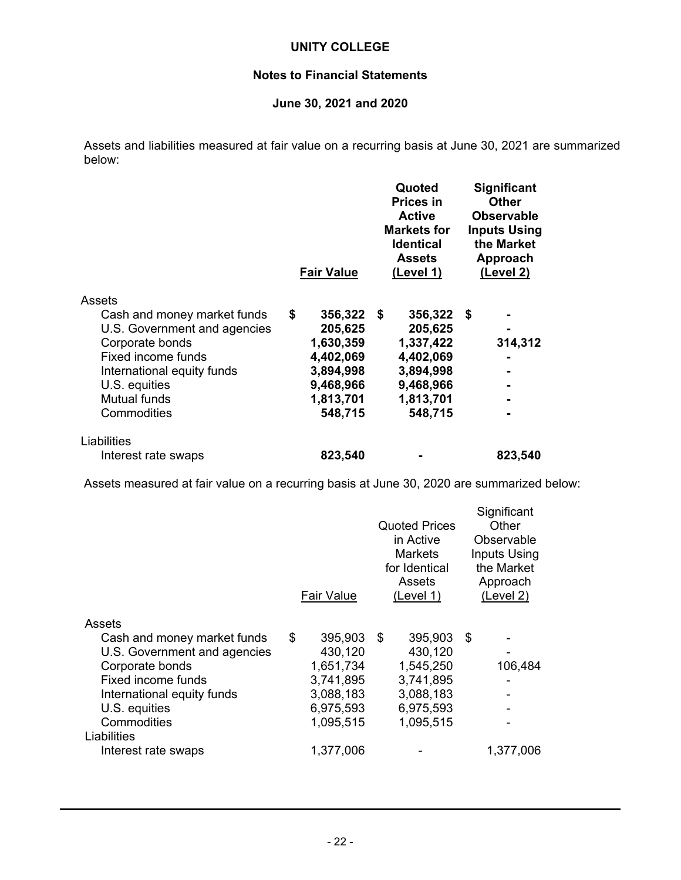**UNITY COLLEGE**

**Notes to Financial Statements**

**June 30, 2021 and 2020**

Assets and liabilities measured at fair value on a recurring basis at June 30, 2021 are summarized below:

| | Fair Value | Quoted Prices in Active Markets for Identical Assets (Level 1) | Significant Other Observable Inputs Using the Market Approach (Level 2) |
|---|---|---|---|
| **Assets** | | | |
| Cash and money market funds | **$ 356,322** | **$ 356,322** | **$ -** |
| U.S. Government and agencies | **205,625** | **205,625** | **-** |
| Corporate bonds | **1,630,359** | **1,337,422** | **314,312** |
| Fixed income funds | **4,402,069** | **4,402,069** | **-** |
| International equity funds | **3,894,998** | **3,894,998** | **-** |
| U.S. equities | **9,468,966** | **9,468,966** | **-** |
| Mutual funds | **1,813,701** | **1,813,701** | **-** |
| Commodities | **548,715** | **548,715** | **-** |
| **Liabilities** | | | |
| Interest rate swaps | **823,540** | **-** | **823,540** |

Assets measured at fair value on a recurring basis at June 30, 2020 are summarized below:

| | Fair Value | Quoted Prices in Active Markets for Identical Assets (Level 1) | Significant Other Observable Inputs Using the Market Approach (Level 2) |
|---|---|---|---|
| Assets | | | |
| Cash and money market funds | $ 395,903 | $ 395,903 | $ - |
| U.S. Government and agencies | 430,120 | 430,120 | - |
| Corporate bonds | 1,651,734 | 1,545,250 | 106,484 |
| Fixed income funds | 3,741,895 | 3,741,895 | - |
| International equity funds | 3,088,183 | 3,088,183 | - |
| U.S. equities | 6,975,593 | 6,975,593 | - |
| Commodities | 1,095,515 | 1,095,515 | - |
| Liabilities | | | |
| Interest rate swaps | 1,377,006 | - | 1,377,006 |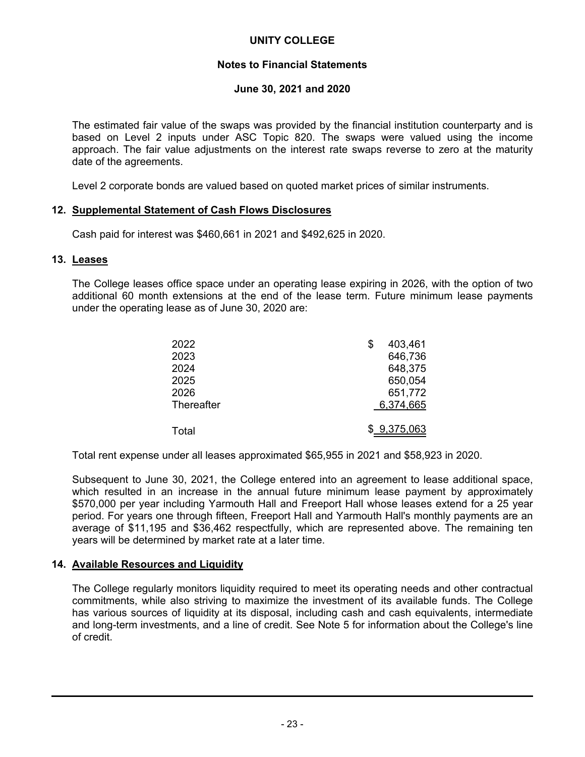The estimated fair value of the swaps was provided by the financial institution counterparty and is based on Level 2 inputs under ASC Topic 820. The swaps were valued using the income approach. The fair value adjustments on the interest rate swaps reverse to zero at the maturity date of the agreements.

Level 2 corporate bonds are valued based on quoted market prices of similar instruments.

## 12. Supplemental Statement of Cash Flows Disclosures

Cash paid for interest was \$460,661 in 2021 and \$492,625 in 2020.

## 13. Leases

The College leases office space under an operating lease expiring in 2026, with the option of two additional 60 month extensions at the end of the lease term. Future minimum lease payments under the operating lease as of June 30, 2020 are:

| | |
|---|---|
| 2022 | \$ 403,461 |
| 2023 | 646,736 |
| 2024 | 648,375 |
| 2025 | 650,054 |
| 2026 | 651,772 |
| Thereafter | 6,374,665 |
| Total | \$ 9,375,063 |

Total rent expense under all leases approximated \$65,955 in 2021 and \$58,923 in 2020.

Subsequent to June 30, 2021, the College entered into an agreement to lease additional space, which resulted in an increase in the annual future minimum lease payment by approximately \$570,000 per year including Yarmouth Hall and Freeport Hall whose leases extend for a 25 year period. For years one through fifteen, Freeport Hall and Yarmouth Hall's monthly payments are an average of \$11,195 and \$36,462 respectfully, which are represented above. The remaining ten years will be determined by market rate at a later time.

## 14. Available Resources and Liquidity

The College regularly monitors liquidity required to meet its operating needs and other contractual commitments, while also striving to maximize the investment of its available funds. The College has various sources of liquidity at its disposal, including cash and cash equivalents, intermediate and long-term investments, and a line of credit. See Note 5 for information about the College's line of credit.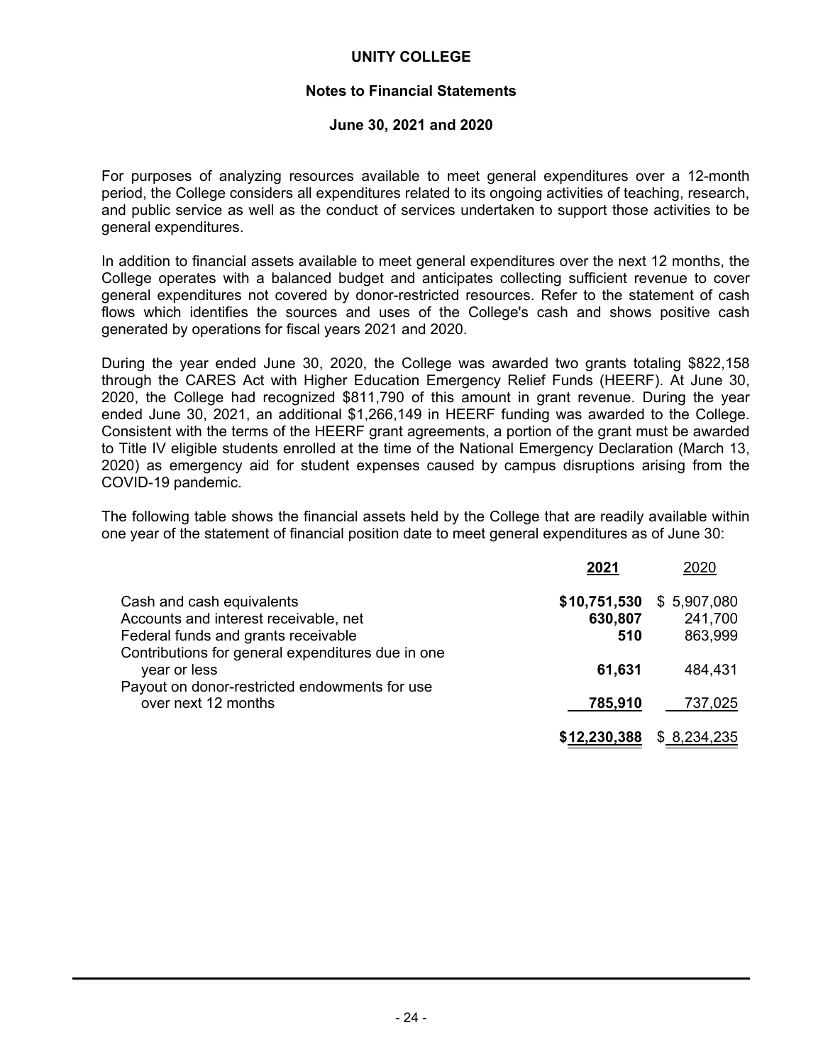For purposes of analyzing resources available to meet general expenditures over a 12-month period, the College considers all expenditures related to its ongoing activities of teaching, research, and public service as well as the conduct of services undertaken to support those activities to be general expenditures.

In addition to financial assets available to meet general expenditures over the next 12 months, the College operates with a balanced budget and anticipates collecting sufficient revenue to cover general expenditures not covered by donor-restricted resources. Refer to the statement of cash flows which identifies the sources and uses of the College's cash and shows positive cash generated by operations for fiscal years 2021 and 2020.

During the year ended June 30, 2020, the College was awarded two grants totaling $822,158 through the CARES Act with Higher Education Emergency Relief Funds (HEERF). At June 30, 2020, the College had recognized $811,790 of this amount in grant revenue. During the year ended June 30, 2021, an additional $1,266,149 in HEERF funding was awarded to the College. Consistent with the terms of the HEERF grant agreements, a portion of the grant must be awarded to Title IV eligible students enrolled at the time of the National Emergency Declaration (March 13, 2020) as emergency aid for student expenses caused by campus disruptions arising from the COVID-19 pandemic.

The following table shows the financial assets held by the College that are readily available within one year of the statement of financial position date to meet general expenditures as of June 30:

| | **2021** | 2020 |
|---|---|---|
| Cash and cash equivalents | **$10,751,530** | $ 5,907,080 |
| Accounts and interest receivable, net | **630,807** | 241,700 |
| Federal funds and grants receivable | **510** | 863,999 |
| Contributions for general expenditures due in one year or less | **61,631** | 484,431 |
| Payout on donor-restricted endowments for use over next 12 months | **785,910** | 737,025 |
| | **$12,230,388** | $ 8,234,235 |